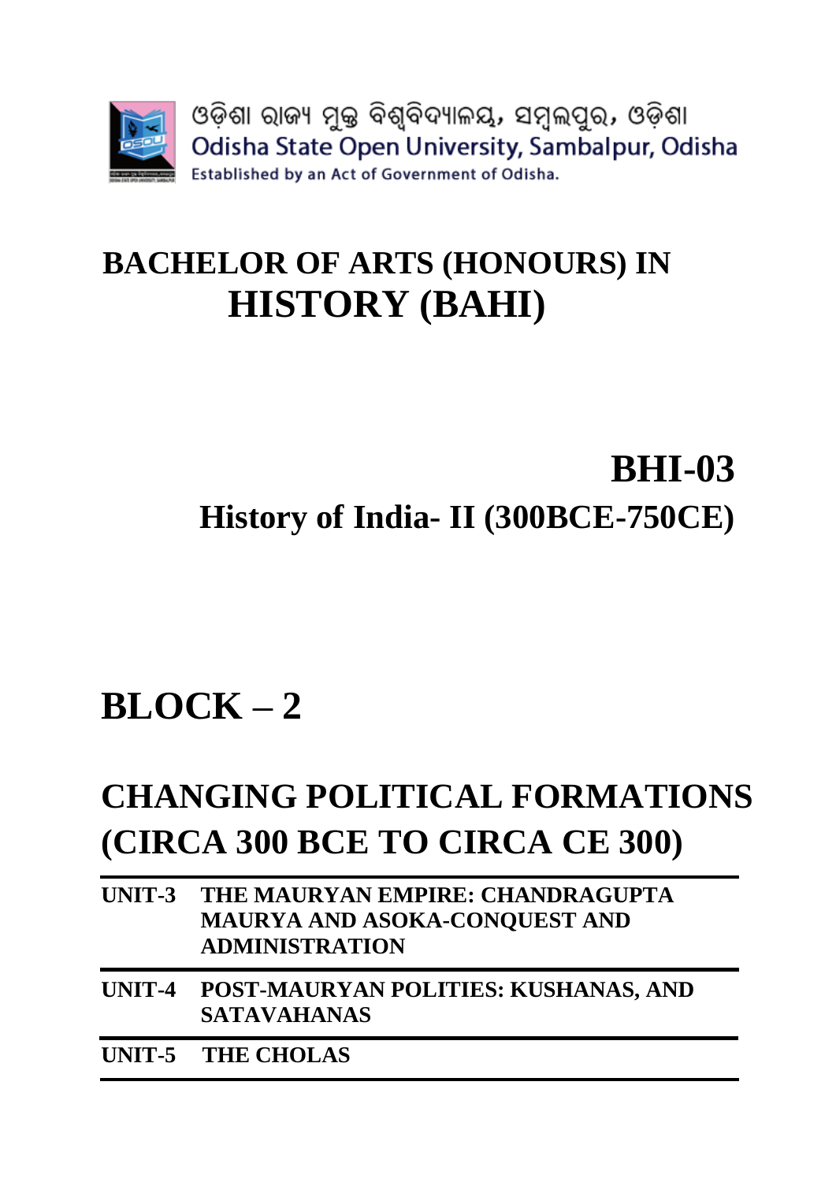ଓଡ଼ିଶା ରାଜ୍ୟ ମୁକ୍ତ ବିଶ୍ୱବିଦ୍ୟାଳୟ, ସମ୍ବଲପୁର, ଓଡ଼ିଶା

Odisha State Open University, Sambalpur, Odisha

Established by an Act of Government of Odisha.

# BACHELOR OF ARTS (HONOURS) IN HISTORY (BAHI)

## BHI-03

## History of India- II (300BCE-750CE)

# BLOCK – 2

# CHANGING POLITICAL FORMATIONS (CIRCA 300 BCE TO CIRCA CE 300)

| | |
|---|---|
| **UNIT-3** | **THE MAURYAN EMPIRE: CHANDRAGUPTA MAURYA AND ASOKA-CONQUEST AND ADMINISTRATION** |
| **UNIT-4** | **POST-MAURYAN POLITIES: KUSHANAS, AND SATAVAHANAS** |
| **UNIT-5** | **THE CHOLAS** |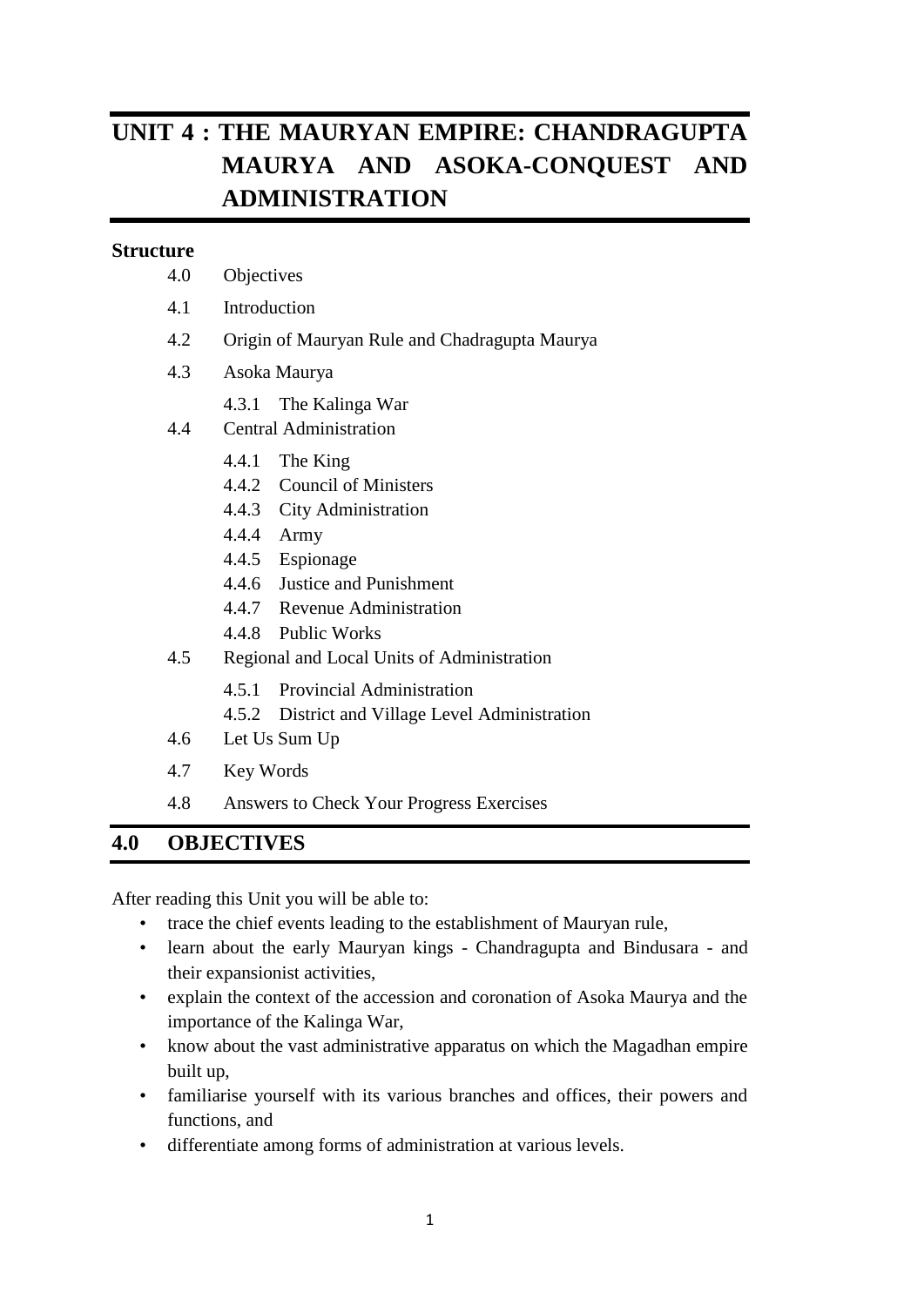# UNIT 4 : THE MAURYAN EMPIRE: CHANDRAGUPTA MAURYA AND ASOKA-CONQUEST AND ADMINISTRATION

**Structure**

4.0 Objectives

4.1 Introduction

4.2 Origin of Mauryan Rule and Chadragupta Maurya

4.3 Asoka Maurya

- 4.3.1 The Kalinga War

4.4 Central Administration

- 4.4.1 The King
- 4.4.2 Council of Ministers
- 4.4.3 City Administration
- 4.4.4 Army
- 4.4.5 Espionage
- 4.4.6 Justice and Punishment
- 4.4.7 Revenue Administration
- 4.4.8 Public Works

4.5 Regional and Local Units of Administration

- 4.5.1 Provincial Administration
- 4.5.2 District and Village Level Administration

4.6 Let Us Sum Up

4.7 Key Words

4.8 Answers to Check Your Progress Exercises

## 4.0 OBJECTIVES

After reading this Unit you will be able to:

- trace the chief events leading to the establishment of Mauryan rule,
- learn about the early Mauryan kings - Chandragupta and Bindusara - and their expansionist activities,
- explain the context of the accession and coronation of Asoka Maurya and the importance of the Kalinga War,
- know about the vast administrative apparatus on which the Magadhan empire built up,
- familiarise yourself with its various branches and offices, their powers and functions, and
- differentiate among forms of administration at various levels.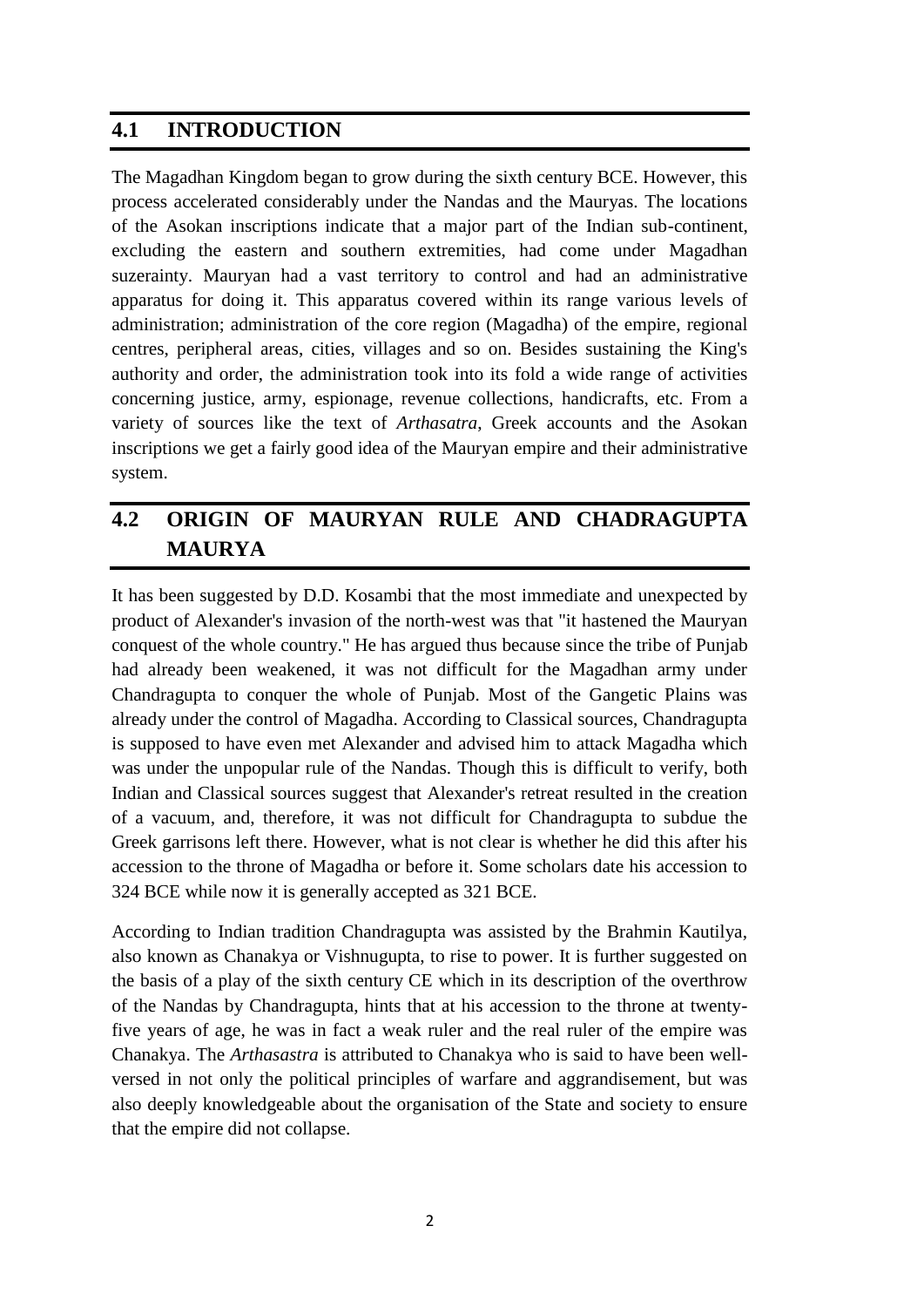## 4.1 INTRODUCTION

The Magadhan Kingdom began to grow during the sixth century BCE. However, this process accelerated considerably under the Nandas and the Mauryas. The locations of the Asokan inscriptions indicate that a major part of the Indian sub-continent, excluding the eastern and southern extremities, had come under Magadhan suzerainty. Mauryan had a vast territory to control and had an administrative apparatus for doing it. This apparatus covered within its range various levels of administration; administration of the core region (Magadha) of the empire, regional centres, peripheral areas, cities, villages and so on. Besides sustaining the King's authority and order, the administration took into its fold a wide range of activities concerning justice, army, espionage, revenue collections, handicrafts, etc. From a variety of sources like the text of *Arthasatra*, Greek accounts and the Asokan inscriptions we get a fairly good idea of the Mauryan empire and their administrative system.

## 4.2 ORIGIN OF MAURYAN RULE AND CHADRAGUPTA MAURYA

It has been suggested by D.D. Kosambi that the most immediate and unexpected by product of Alexander's invasion of the north-west was that "it hastened the Mauryan conquest of the whole country." He has argued thus because since the tribe of Punjab had already been weakened, it was not difficult for the Magadhan army under Chandragupta to conquer the whole of Punjab. Most of the Gangetic Plains was already under the control of Magadha. According to Classical sources, Chandragupta is supposed to have even met Alexander and advised him to attack Magadha which was under the unpopular rule of the Nandas. Though this is difficult to verify, both Indian and Classical sources suggest that Alexander's retreat resulted in the creation of a vacuum, and, therefore, it was not difficult for Chandragupta to subdue the Greek garrisons left there. However, what is not clear is whether he did this after his accession to the throne of Magadha or before it. Some scholars date his accession to 324 BCE while now it is generally accepted as 321 BCE.

According to Indian tradition Chandragupta was assisted by the Brahmin Kautilya, also known as Chanakya or Vishnugupta, to rise to power. It is further suggested on the basis of a play of the sixth century CE which in its description of the overthrow of the Nandas by Chandragupta, hints that at his accession to the throne at twenty-five years of age, he was in fact a weak ruler and the real ruler of the empire was Chanakya. The *Arthasastra* is attributed to Chanakya who is said to have been well-versed in not only the political principles of warfare and aggrandisement, but was also deeply knowledgeable about the organisation of the State and society to ensure that the empire did not collapse.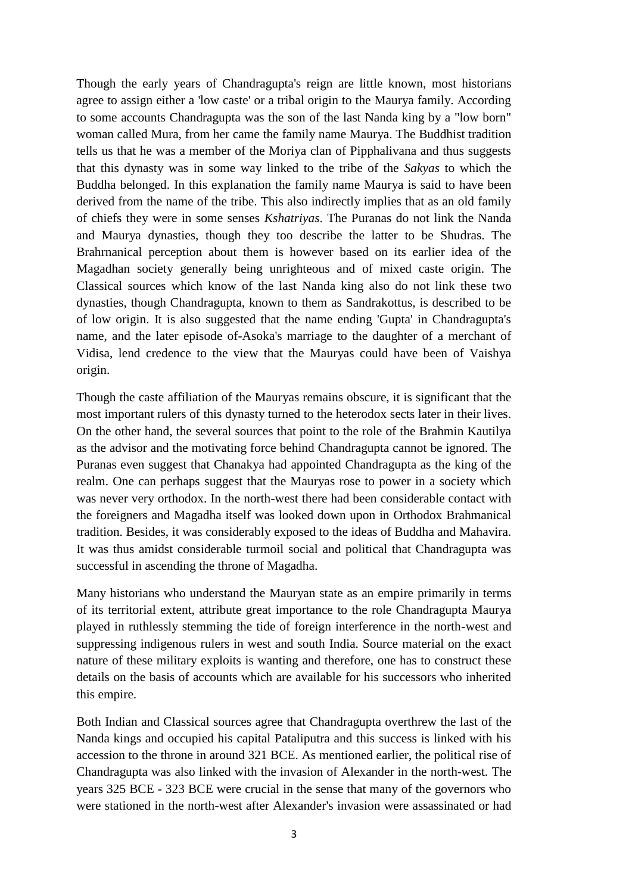Though the early years of Chandragupta's reign are little known, most historians agree to assign either a 'low caste' or a tribal origin to the Maurya family. According to some accounts Chandragupta was the son of the last Nanda king by a "low born" woman called Mura, from her came the family name Maurya. The Buddhist tradition tells us that he was a member of the Moriya clan of Pipphalivana and thus suggests that this dynasty was in some way linked to the tribe of the *Sakyas* to which the Buddha belonged. In this explanation the family name Maurya is said to have been derived from the name of the tribe. This also indirectly implies that as an old family of chiefs they were in some senses *Kshatriyas*. The Puranas do not link the Nanda and Maurya dynasties, though they too describe the latter to be Shudras. The Brahrnanical perception about them is however based on its earlier idea of the Magadhan society generally being unrighteous and of mixed caste origin. The Classical sources which know of the last Nanda king also do not link these two dynasties, though Chandragupta, known to them as Sandrakottus, is described to be of low origin. It is also suggested that the name ending 'Gupta' in Chandragupta's name, and the later episode of-Asoka's marriage to the daughter of a merchant of Vidisa, lend credence to the view that the Mauryas could have been of Vaishya origin.

Though the caste affiliation of the Mauryas remains obscure, it is significant that the most important rulers of this dynasty turned to the heterodox sects later in their lives. On the other hand, the several sources that point to the role of the Brahmin Kautilya as the advisor and the motivating force behind Chandragupta cannot be ignored. The Puranas even suggest that Chanakya had appointed Chandragupta as the king of the realm. One can perhaps suggest that the Mauryas rose to power in a society which was never very orthodox. In the north-west there had been considerable contact with the foreigners and Magadha itself was looked down upon in Orthodox Brahmanical tradition. Besides, it was considerably exposed to the ideas of Buddha and Mahavira. It was thus amidst considerable turmoil social and political that Chandragupta was successful in ascending the throne of Magadha.

Many historians who understand the Mauryan state as an empire primarily in terms of its territorial extent, attribute great importance to the role Chandragupta Maurya played in ruthlessly stemming the tide of foreign interference in the north-west and suppressing indigenous rulers in west and south India. Source material on the exact nature of these military exploits is wanting and therefore, one has to construct these details on the basis of accounts which are available for his successors who inherited this empire.

Both Indian and Classical sources agree that Chandragupta overthrew the last of the Nanda kings and occupied his capital Pataliputra and this success is linked with his accession to the throne in around 321 BCE. As mentioned earlier, the political rise of Chandragupta was also linked with the invasion of Alexander in the north-west. The years 325 BCE - 323 BCE were crucial in the sense that many of the governors who were stationed in the north-west after Alexander's invasion were assassinated or had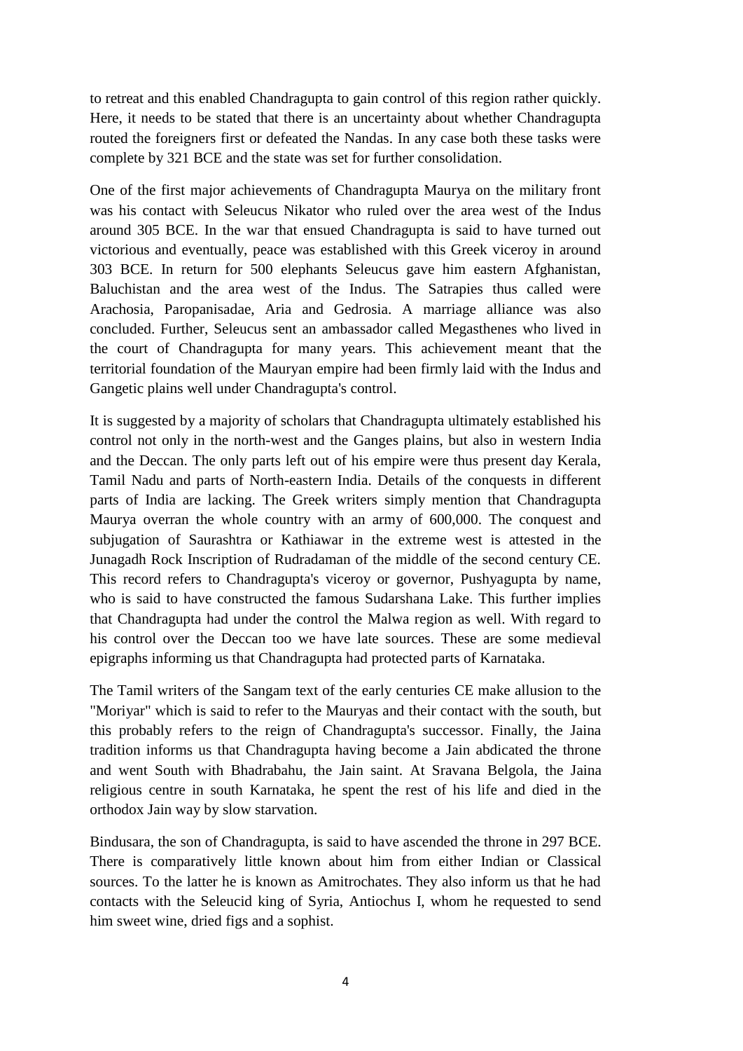to retreat and this enabled Chandragupta to gain control of this region rather quickly. Here, it needs to be stated that there is an uncertainty about whether Chandragupta routed the foreigners first or defeated the Nandas. In any case both these tasks were complete by 321 BCE and the state was set for further consolidation.

One of the first major achievements of Chandragupta Maurya on the military front was his contact with Seleucus Nikator who ruled over the area west of the Indus around 305 BCE. In the war that ensued Chandragupta is said to have turned out victorious and eventually, peace was established with this Greek viceroy in around 303 BCE. In return for 500 elephants Seleucus gave him eastern Afghanistan, Baluchistan and the area west of the Indus. The Satrapies thus called were Arachosia, Paropanisadae, Aria and Gedrosia. A marriage alliance was also concluded. Further, Seleucus sent an ambassador called Megasthenes who lived in the court of Chandragupta for many years. This achievement meant that the territorial foundation of the Mauryan empire had been firmly laid with the Indus and Gangetic plains well under Chandragupta's control.

It is suggested by a majority of scholars that Chandragupta ultimately established his control not only in the north-west and the Ganges plains, but also in western India and the Deccan. The only parts left out of his empire were thus present day Kerala, Tamil Nadu and parts of North-eastern India. Details of the conquests in different parts of India are lacking. The Greek writers simply mention that Chandragupta Maurya overran the whole country with an army of 600,000. The conquest and subjugation of Saurashtra or Kathiawar in the extreme west is attested in the Junagadh Rock Inscription of Rudradaman of the middle of the second century CE. This record refers to Chandragupta's viceroy or governor, Pushyagupta by name, who is said to have constructed the famous Sudarshana Lake. This further implies that Chandragupta had under the control the Malwa region as well. With regard to his control over the Deccan too we have late sources. These are some medieval epigraphs informing us that Chandragupta had protected parts of Karnataka.

The Tamil writers of the Sangam text of the early centuries CE make allusion to the "Moriyar" which is said to refer to the Mauryas and their contact with the south, but this probably refers to the reign of Chandragupta's successor. Finally, the Jaina tradition informs us that Chandragupta having become a Jain abdicated the throne and went South with Bhadrabahu, the Jain saint. At Sravana Belgola, the Jaina religious centre in south Karnataka, he spent the rest of his life and died in the orthodox Jain way by slow starvation.

Bindusara, the son of Chandragupta, is said to have ascended the throne in 297 BCE. There is comparatively little known about him from either Indian or Classical sources. To the latter he is known as Amitrochates. They also inform us that he had contacts with the Seleucid king of Syria, Antiochus I, whom he requested to send him sweet wine, dried figs and a sophist.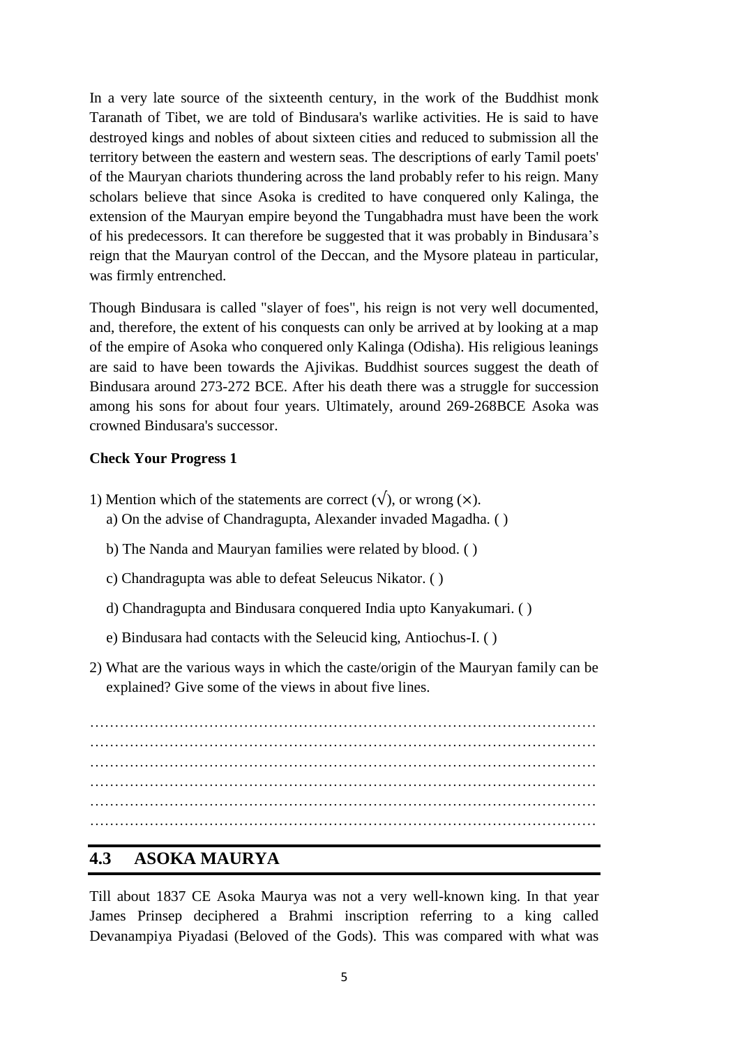In a very late source of the sixteenth century, in the work of the Buddhist monk Taranath of Tibet, we are told of Bindusara's warlike activities. He is said to have destroyed kings and nobles of about sixteen cities and reduced to submission all the territory between the eastern and western seas. The descriptions of early Tamil poets' of the Mauryan chariots thundering across the land probably refer to his reign. Many scholars believe that since Asoka is credited to have conquered only Kalinga, the extension of the Mauryan empire beyond the Tungabhadra must have been the work of his predecessors. It can therefore be suggested that it was probably in Bindusara's reign that the Mauryan control of the Deccan, and the Mysore plateau in particular, was firmly entrenched.

Though Bindusara is called "slayer of foes", his reign is not very well documented, and, therefore, the extent of his conquests can only be arrived at by looking at a map of the empire of Asoka who conquered only Kalinga (Odisha). His religious leanings are said to have been towards the Ajivikas. Buddhist sources suggest the death of Bindusara around 273-272 BCE. After his death there was a struggle for succession among his sons for about four years. Ultimately, around 269-268BCE Asoka was crowned Bindusara's successor.

**Check Your Progress 1**

1) Mention which of the statements are correct (√), or wrong (×).
   a) On the advise of Chandragupta, Alexander invaded Magadha. ( )
   
   b) The Nanda and Mauryan families were related by blood. ( )
   
   c) Chandragupta was able to defeat Seleucus Nikator. ( )
   
   d) Chandragupta and Bindusara conquered India upto Kanyakumari. ( )
   
   e) Bindusara had contacts with the Seleucid king, Antiochus-I. ( )

2) What are the various ways in which the caste/origin of the Mauryan family can be explained? Give some of the views in about five lines.

…………………………………………………………………………………………
…………………………………………………………………………………………
…………………………………………………………………………………………
…………………………………………………………………………………………
…………………………………………………………………………………………
…………………………………………………………………………………………

## 4.3 ASOKA MAURYA

Till about 1837 CE Asoka Maurya was not a very well-known king. In that year James Prinsep deciphered a Brahmi inscription referring to a king called Devanampiya Piyadasi (Beloved of the Gods). This was compared with what was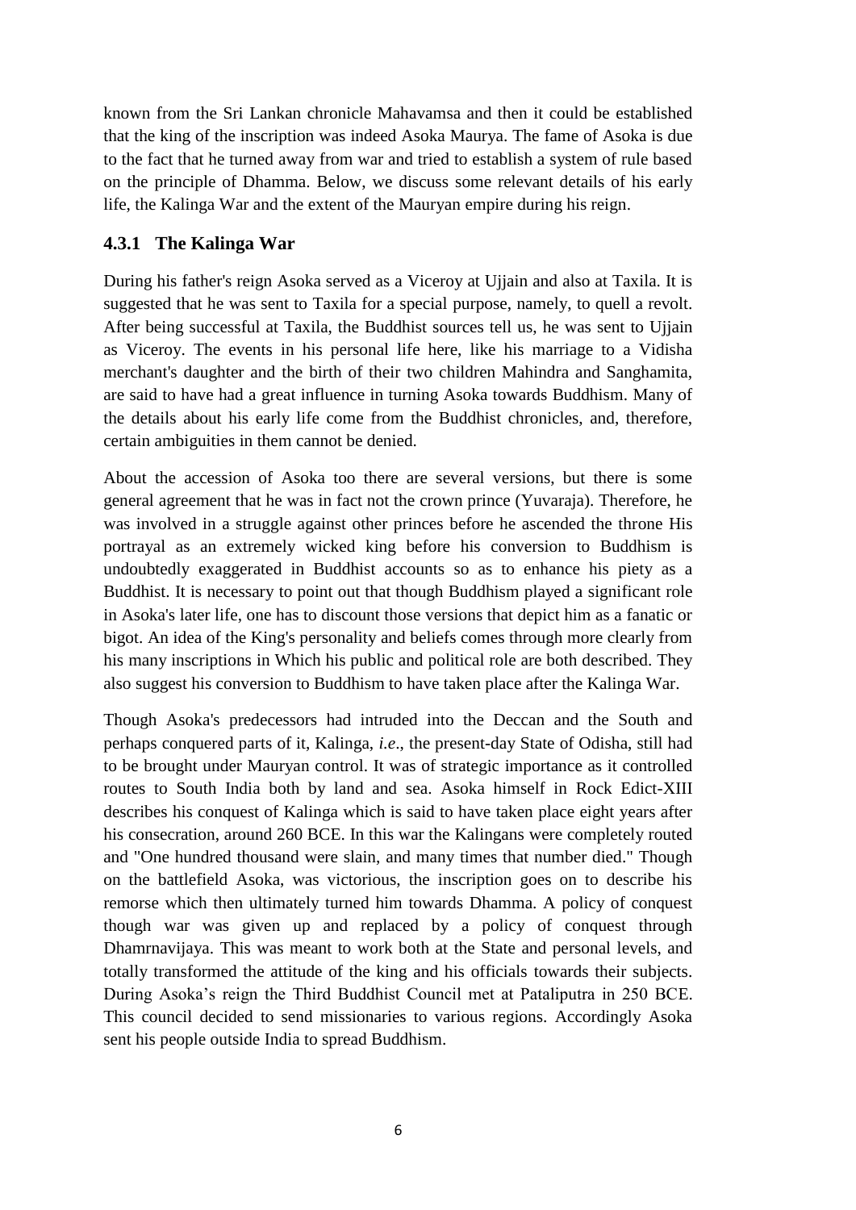known from the Sri Lankan chronicle Mahavamsa and then it could be established that the king of the inscription was indeed Asoka Maurya. The fame of Asoka is due to the fact that he turned away from war and tried to establish a system of rule based on the principle of Dhamma. Below, we discuss some relevant details of his early life, the Kalinga War and the extent of the Mauryan empire during his reign.

### 4.3.1 The Kalinga War

During his father's reign Asoka served as a Viceroy at Ujjain and also at Taxila. It is suggested that he was sent to Taxila for a special purpose, namely, to quell a revolt. After being successful at Taxila, the Buddhist sources tell us, he was sent to Ujjain as Viceroy. The events in his personal life here, like his marriage to a Vidisha merchant's daughter and the birth of their two children Mahindra and Sanghamita, are said to have had a great influence in turning Asoka towards Buddhism. Many of the details about his early life come from the Buddhist chronicles, and, therefore, certain ambiguities in them cannot be denied.

About the accession of Asoka too there are several versions, but there is some general agreement that he was in fact not the crown prince (Yuvaraja). Therefore, he was involved in a struggle against other princes before he ascended the throne His portrayal as an extremely wicked king before his conversion to Buddhism is undoubtedly exaggerated in Buddhist accounts so as to enhance his piety as a Buddhist. It is necessary to point out that though Buddhism played a significant role in Asoka's later life, one has to discount those versions that depict him as a fanatic or bigot. An idea of the King's personality and beliefs comes through more clearly from his many inscriptions in Which his public and political role are both described. They also suggest his conversion to Buddhism to have taken place after the Kalinga War.

Though Asoka's predecessors had intruded into the Deccan and the South and perhaps conquered parts of it, Kalinga, *i.e*., the present-day State of Odisha, still had to be brought under Mauryan control. It was of strategic importance as it controlled routes to South India both by land and sea. Asoka himself in Rock Edict-XIII describes his conquest of Kalinga which is said to have taken place eight years after his consecration, around 260 BCE. In this war the Kalingans were completely routed and "One hundred thousand were slain, and many times that number died." Though on the battlefield Asoka, was victorious, the inscription goes on to describe his remorse which then ultimately turned him towards Dhamma. A policy of conquest though war was given up and replaced by a policy of conquest through Dhamrnavijaya. This was meant to work both at the State and personal levels, and totally transformed the attitude of the king and his officials towards their subjects. During Asoka's reign the Third Buddhist Council met at Pataliputra in 250 BCE. This council decided to send missionaries to various regions. Accordingly Asoka sent his people outside India to spread Buddhism.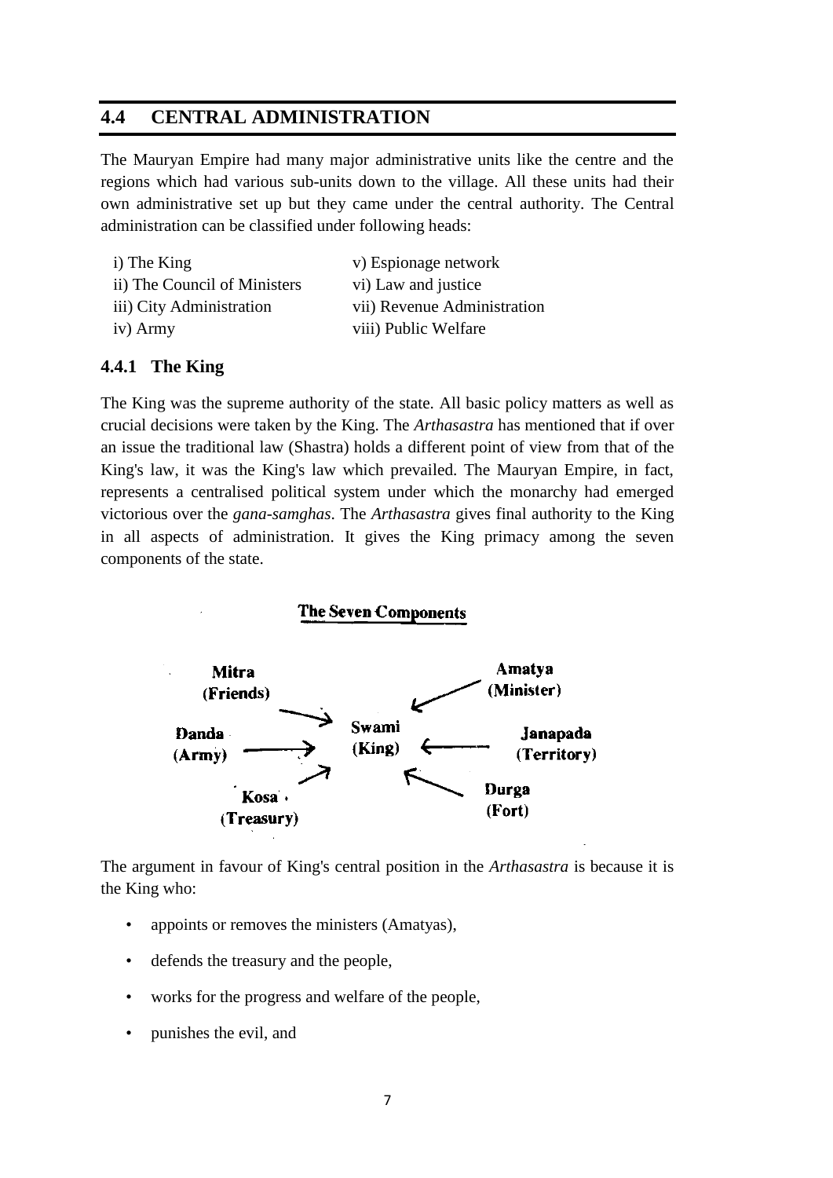## 4.4 CENTRAL ADMINISTRATION

The Mauryan Empire had many major administrative units like the centre and the regions which had various sub-units down to the village. All these units had their own administrative set up but they came under the central authority. The Central administration can be classified under following heads:

i) The King
ii) The Council of Ministers
iii) City Administration
iv) Army
v) Espionage network
vi) Law and justice
vii) Revenue Administration
viii) Public Welfare

### 4.4.1 The King

The King was the supreme authority of the state. All basic policy matters as well as crucial decisions were taken by the King. The *Arthasastra* has mentioned that if over an issue the traditional law (Shastra) holds a different point of view from that of the King's law, it was the King's law which prevailed. The Mauryan Empire, in fact, represents a centralised political system under which the monarchy had emerged victorious over the *gana-samghas*. The *Arthasastra* gives final authority to the King in all aspects of administration. It gives the King primacy among the seven components of the state.

**The Seven Components**

Mitra (Friends) → Swami (King)
Danda (Army) → Swami (King)
Kosa (Treasury) → Swami (King)
Amatya (Minister) → Swami (King)
Janapada (Territory) → Swami (King)
Durga (Fort) → Swami (King)

The argument in favour of King's central position in the *Arthasastra* is because it is the King who:

- appoints or removes the ministers (Amatyas),
- defends the treasury and the people,
- works for the progress and welfare of the people,
- punishes the evil, and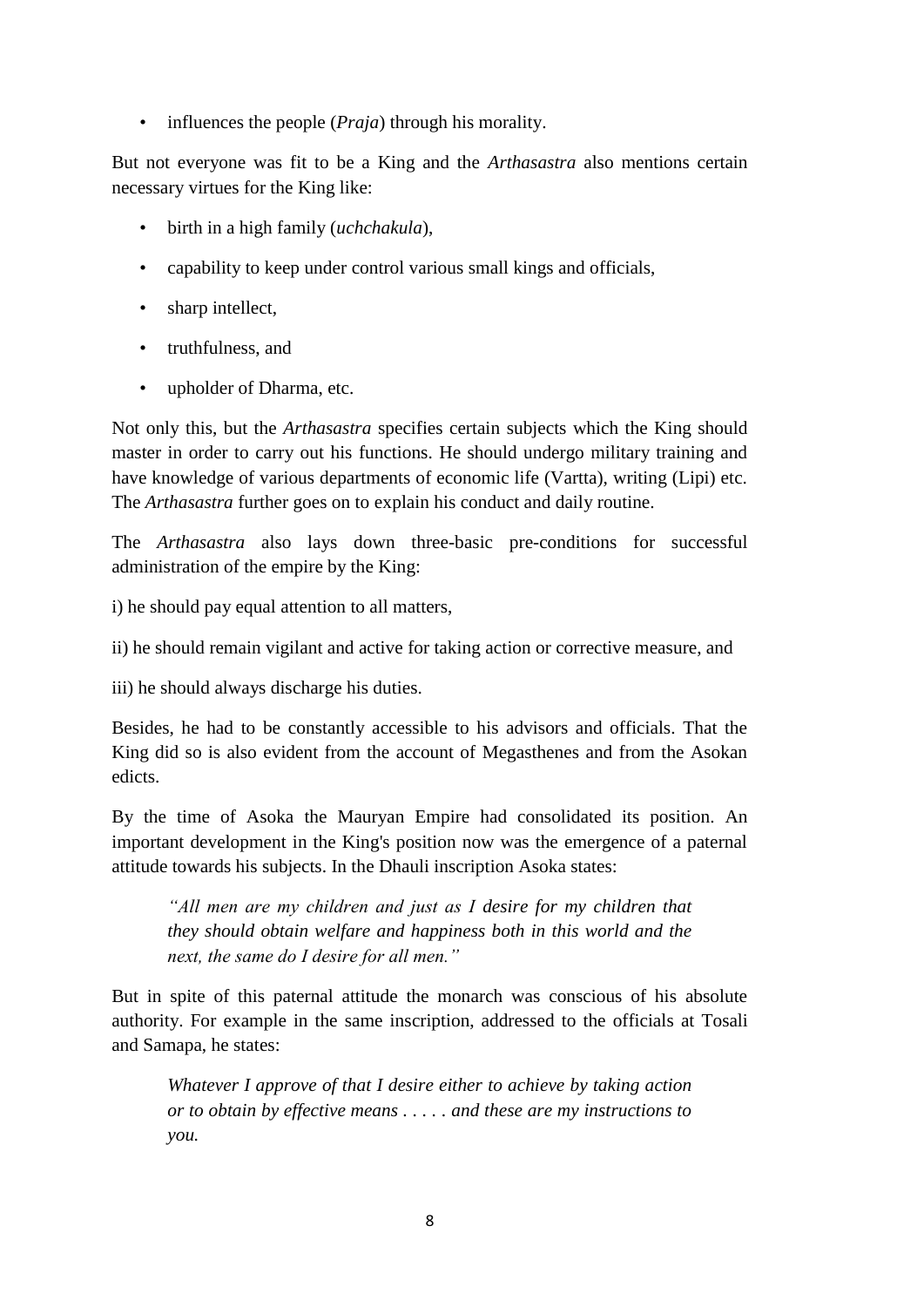- influences the people (*Praja*) through his morality.

But not everyone was fit to be a King and the *Arthasastra* also mentions certain necessary virtues for the King like:

- birth in a high family (*uchchakula*),
- capability to keep under control various small kings and officials,
- sharp intellect,
- truthfulness, and
- upholder of Dharma, etc.

Not only this, but the *Arthasastra* specifies certain subjects which the King should master in order to carry out his functions. He should undergo military training and have knowledge of various departments of economic life (Vartta), writing (Lipi) etc. The *Arthasastra* further goes on to explain his conduct and daily routine.

The *Arthasastra* also lays down three-basic pre-conditions for successful administration of the empire by the King:

i) he should pay equal attention to all matters,

ii) he should remain vigilant and active for taking action or corrective measure, and

iii) he should always discharge his duties.

Besides, he had to be constantly accessible to his advisors and officials. That the King did so is also evident from the account of Megasthenes and from the Asokan edicts.

By the time of Asoka the Mauryan Empire had consolidated its position. An important development in the King's position now was the emergence of a paternal attitude towards his subjects. In the Dhauli inscription Asoka states:

> *"All men are my children and just as I desire for my children that they should obtain welfare and happiness both in this world and the next, the same do I desire for all men."*

But in spite of this paternal attitude the monarch was conscious of his absolute authority. For example in the same inscription, addressed to the officials at Tosali and Samapa, he states:

> *Whatever I approve of that I desire either to achieve by taking action or to obtain by effective means . . . . . and these are my instructions to you.*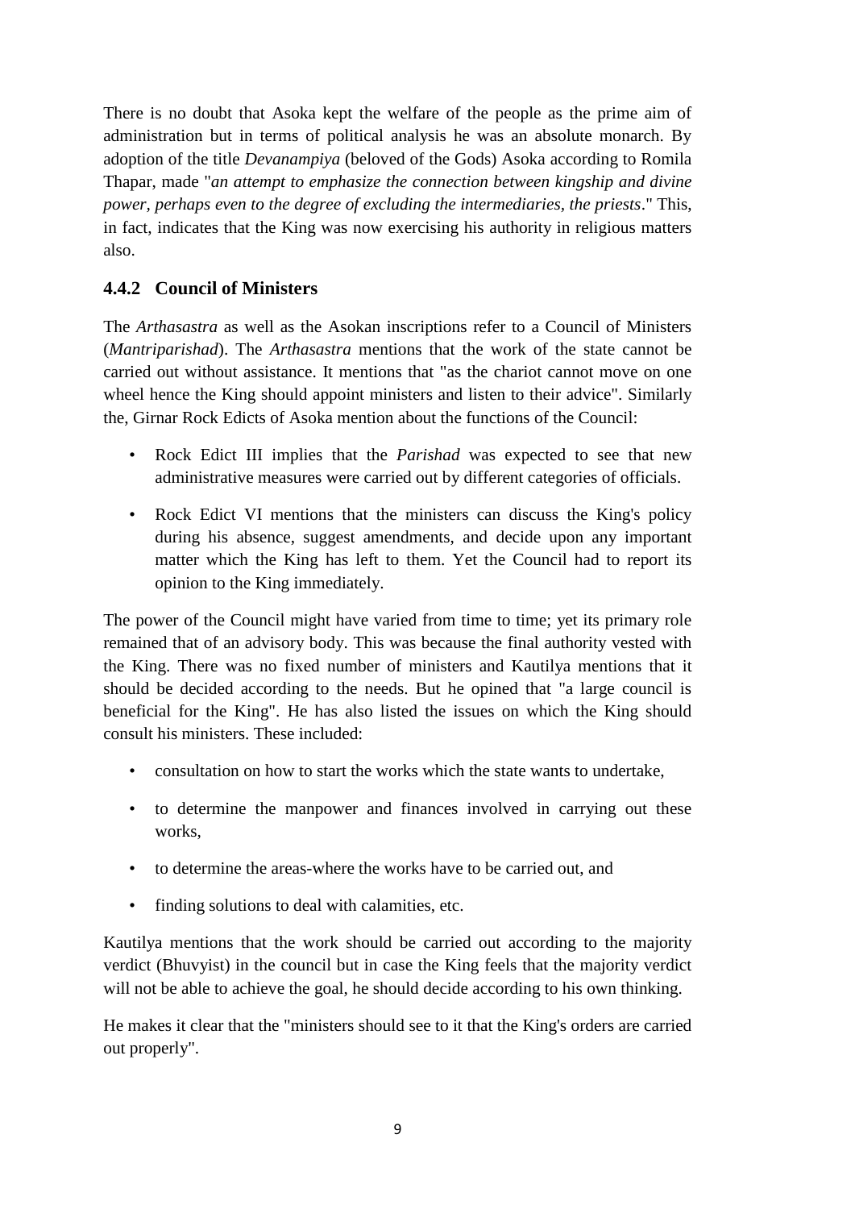There is no doubt that Asoka kept the welfare of the people as the prime aim of administration but in terms of political analysis he was an absolute monarch. By adoption of the title *Devanampiya* (beloved of the Gods) Asoka according to Romila Thapar, made "*an attempt to emphasize the connection between kingship and divine power, perhaps even to the degree of excluding the intermediaries, the priests*." This, in fact, indicates that the King was now exercising his authority in religious matters also.

### 4.4.2 Council of Ministers

The *Arthasastra* as well as the Asokan inscriptions refer to a Council of Ministers (*Mantriparishad*). The *Arthasastra* mentions that the work of the state cannot be carried out without assistance. It mentions that "as the chariot cannot move on one wheel hence the King should appoint ministers and listen to their advice". Similarly the, Girnar Rock Edicts of Asoka mention about the functions of the Council:

- Rock Edict III implies that the *Parishad* was expected to see that new administrative measures were carried out by different categories of officials.
- Rock Edict VI mentions that the ministers can discuss the King's policy during his absence, suggest amendments, and decide upon any important matter which the King has left to them. Yet the Council had to report its opinion to the King immediately.

The power of the Council might have varied from time to time; yet its primary role remained that of an advisory body. This was because the final authority vested with the King. There was no fixed number of ministers and Kautilya mentions that it should be decided according to the needs. But he opined that "a large council is beneficial for the King". He has also listed the issues on which the King should consult his ministers. These included:

- consultation on how to start the works which the state wants to undertake,
- to determine the manpower and finances involved in carrying out these works,
- to determine the areas-where the works have to be carried out, and
- finding solutions to deal with calamities, etc.

Kautilya mentions that the work should be carried out according to the majority verdict (Bhuvyist) in the council but in case the King feels that the majority verdict will not be able to achieve the goal, he should decide according to his own thinking.

He makes it clear that the "ministers should see to it that the King's orders are carried out properly".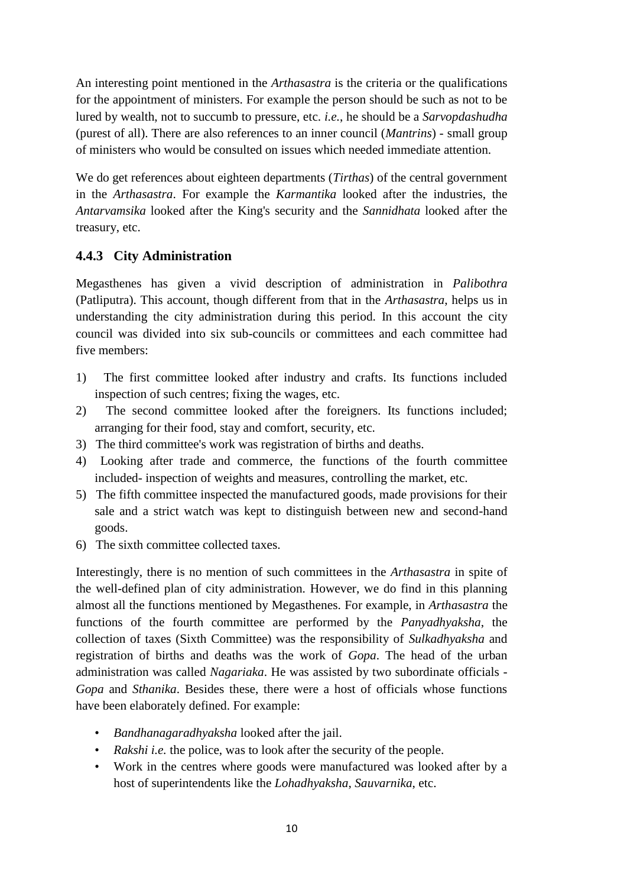An interesting point mentioned in the *Arthasastra* is the criteria or the qualifications for the appointment of ministers. For example the person should be such as not to be lured by wealth, not to succumb to pressure, etc. *i.e.*, he should be a *Sarvopdashudha* (purest of all). There are also references to an inner council (*Mantrins*) - small group of ministers who would be consulted on issues which needed immediate attention.

We do get references about eighteen departments (*Tirthas*) of the central government in the *Arthasastra*. For example the *Karmantika* looked after the industries, the *Antarvamsika* looked after the King's security and the *Sannidhata* looked after the treasury, etc.

### 4.4.3 City Administration

Megasthenes has given a vivid description of administration in *Palibothra* (Patliputra). This account, though different from that in the *Arthasastra*, helps us in understanding the city administration during this period. In this account the city council was divided into six sub-councils or committees and each committee had five members:

1) The first committee looked after industry and crafts. Its functions included inspection of such centres; fixing the wages, etc.
2) The second committee looked after the foreigners. Its functions included; arranging for their food, stay and comfort, security, etc.
3) The third committee's work was registration of births and deaths.
4) Looking after trade and commerce, the functions of the fourth committee included- inspection of weights and measures, controlling the market, etc.
5) The fifth committee inspected the manufactured goods, made provisions for their sale and a strict watch was kept to distinguish between new and second-hand goods.
6) The sixth committee collected taxes.

Interestingly, there is no mention of such committees in the *Arthasastra* in spite of the well-defined plan of city administration. However, we do find in this planning almost all the functions mentioned by Megasthenes. For example, in *Arthasastra* the functions of the fourth committee are performed by the *Panyadhyaksha*, the collection of taxes (Sixth Committee) was the responsibility of *Sulkadhyaksha* and registration of births and deaths was the work of *Gopa*. The head of the urban administration was called *Nagariaka*. He was assisted by two subordinate officials - *Gopa* and *Sthanika*. Besides these, there were a host of officials whose functions have been elaborately defined. For example:

- *Bandhanagaradhyaksha* looked after the jail.
- *Rakshi i.e.* the police, was to look after the security of the people.
- Work in the centres where goods were manufactured was looked after by a host of superintendents like the *Lohadhyaksha*, *Sauvarnika*, etc.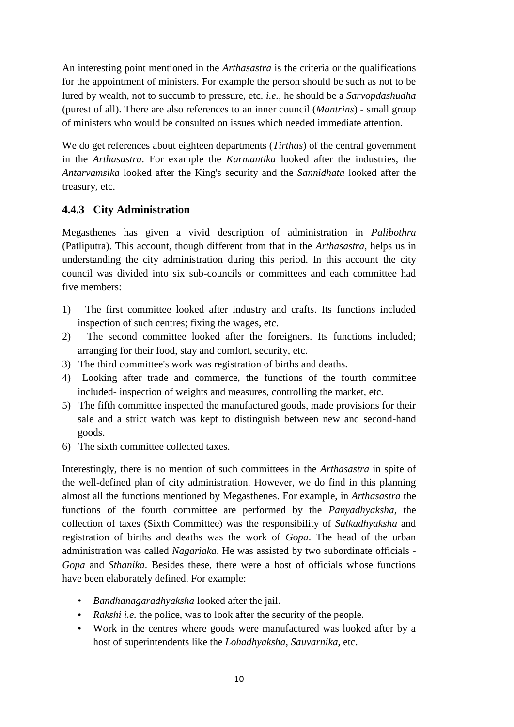An interesting point mentioned in the *Arthasastra* is the criteria or the qualifications for the appointment of ministers. For example the person should be such as not to be lured by wealth, not to succumb to pressure, etc. *i.e.*, he should be a *Sarvopdashudha* (purest of all). There are also references to an inner council (*Mantrins*) - small group of ministers who would be consulted on issues which needed immediate attention.

We do get references about eighteen departments (*Tirthas*) of the central government in the *Arthasastra*. For example the *Karmantika* looked after the industries, the *Antarvamsika* looked after the King's security and the *Sannidhata* looked after the treasury, etc.

### 4.4.3 City Administration

Megasthenes has given a vivid description of administration in *Palibothra* (Patliputra). This account, though different from that in the *Arthasastra*, helps us in understanding the city administration during this period. In this account the city council was divided into six sub-councils or committees and each committee had five members:

1) The first committee looked after industry and crafts. Its functions included inspection of such centres; fixing the wages, etc.
2) The second committee looked after the foreigners. Its functions included; arranging for their food, stay and comfort, security, etc.
3) The third committee's work was registration of births and deaths.
4) Looking after trade and commerce, the functions of the fourth committee included- inspection of weights and measures, controlling the market, etc.
5) The fifth committee inspected the manufactured goods, made provisions for their sale and a strict watch was kept to distinguish between new and second-hand goods.
6) The sixth committee collected taxes.

Interestingly, there is no mention of such committees in the *Arthasastra* in spite of the well-defined plan of city administration. However, we do find in this planning almost all the functions mentioned by Megasthenes. For example, in *Arthasastra* the functions of the fourth committee are performed by the *Panyadhyaksha*, the collection of taxes (Sixth Committee) was the responsibility of *Sulkadhyaksha* and registration of births and deaths was the work of *Gopa*. The head of the urban administration was called *Nagariaka*. He was assisted by two subordinate officials - *Gopa* and *Sthanika*. Besides these, there were a host of officials whose functions have been elaborately defined. For example:

- *Bandhanagaradhyaksha* looked after the jail.
- *Rakshi i.e.* the police, was to look after the security of the people.
- Work in the centres where goods were manufactured was looked after by a host of superintendents like the *Lohadhyaksha*, *Sauvarnika*, etc.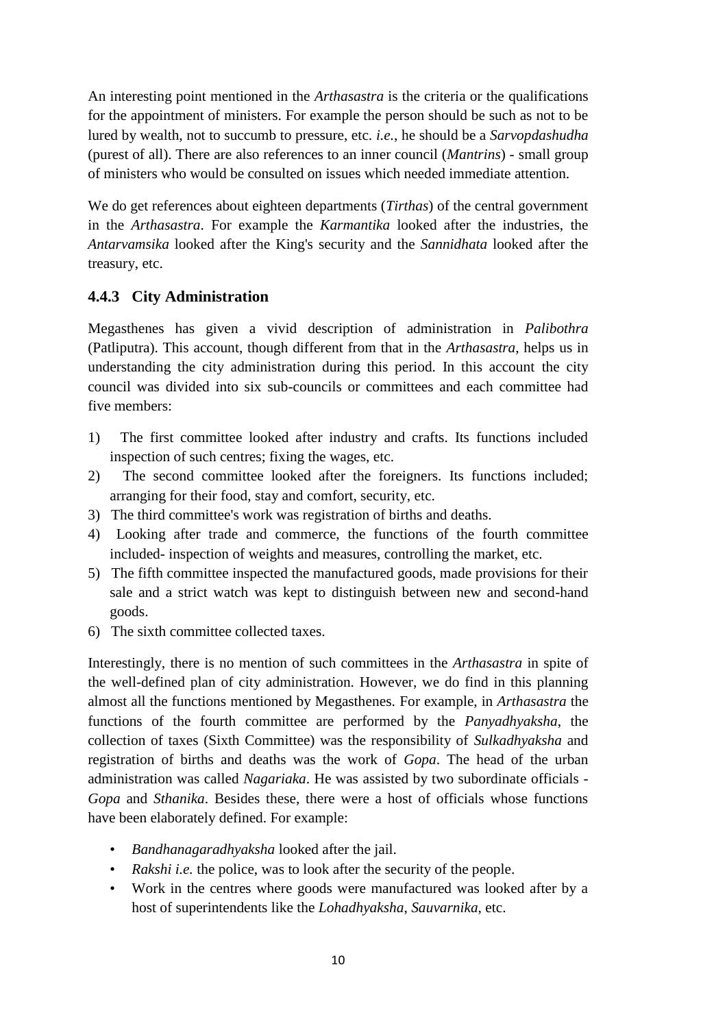An interesting point mentioned in the *Arthasastra* is the criteria or the qualifications for the appointment of ministers. For example the person should be such as not to be lured by wealth, not to succumb to pressure, etc. *i.e.*, he should be a *Sarvopdashudha* (purest of all). There are also references to an inner council (*Mantrins*) - small group of ministers who would be consulted on issues which needed immediate attention.

We do get references about eighteen departments (*Tirthas*) of the central government in the *Arthasastra*. For example the *Karmantika* looked after the industries, the *Antarvamsika* looked after the King's security and the *Sannidhata* looked after the treasury, etc.

### 4.4.3 City Administration

Megasthenes has given a vivid description of administration in *Palibothra* (Patliputra). This account, though different from that in the *Arthasastra*, helps us in understanding the city administration during this period. In this account the city council was divided into six sub-councils or committees and each committee had five members:

1) The first committee looked after industry and crafts. Its functions included inspection of such centres; fixing the wages, etc.
2) The second committee looked after the foreigners. Its functions included; arranging for their food, stay and comfort, security, etc.
3) The third committee's work was registration of births and deaths.
4) Looking after trade and commerce, the functions of the fourth committee included- inspection of weights and measures, controlling the market, etc.
5) The fifth committee inspected the manufactured goods, made provisions for their sale and a strict watch was kept to distinguish between new and second-hand goods.
6) The sixth committee collected taxes.

Interestingly, there is no mention of such committees in the *Arthasastra* in spite of the well-defined plan of city administration. However, we do find in this planning almost all the functions mentioned by Megasthenes. For example, in *Arthasastra* the functions of the fourth committee are performed by the *Panyadhyaksha*, the collection of taxes (Sixth Committee) was the responsibility of *Sulkadhyaksha* and registration of births and deaths was the work of *Gopa*. The head of the urban administration was called *Nagariaka*. He was assisted by two subordinate officials - *Gopa* and *Sthanika*. Besides these, there were a host of officials whose functions have been elaborately defined. For example:

- *Bandhanagaradhyaksha* looked after the jail.
- *Rakshi i.e.* the police, was to look after the security of the people.
- Work in the centres where goods were manufactured was looked after by a host of superintendents like the *Lohadhyaksha*, *Sauvarnika*, etc.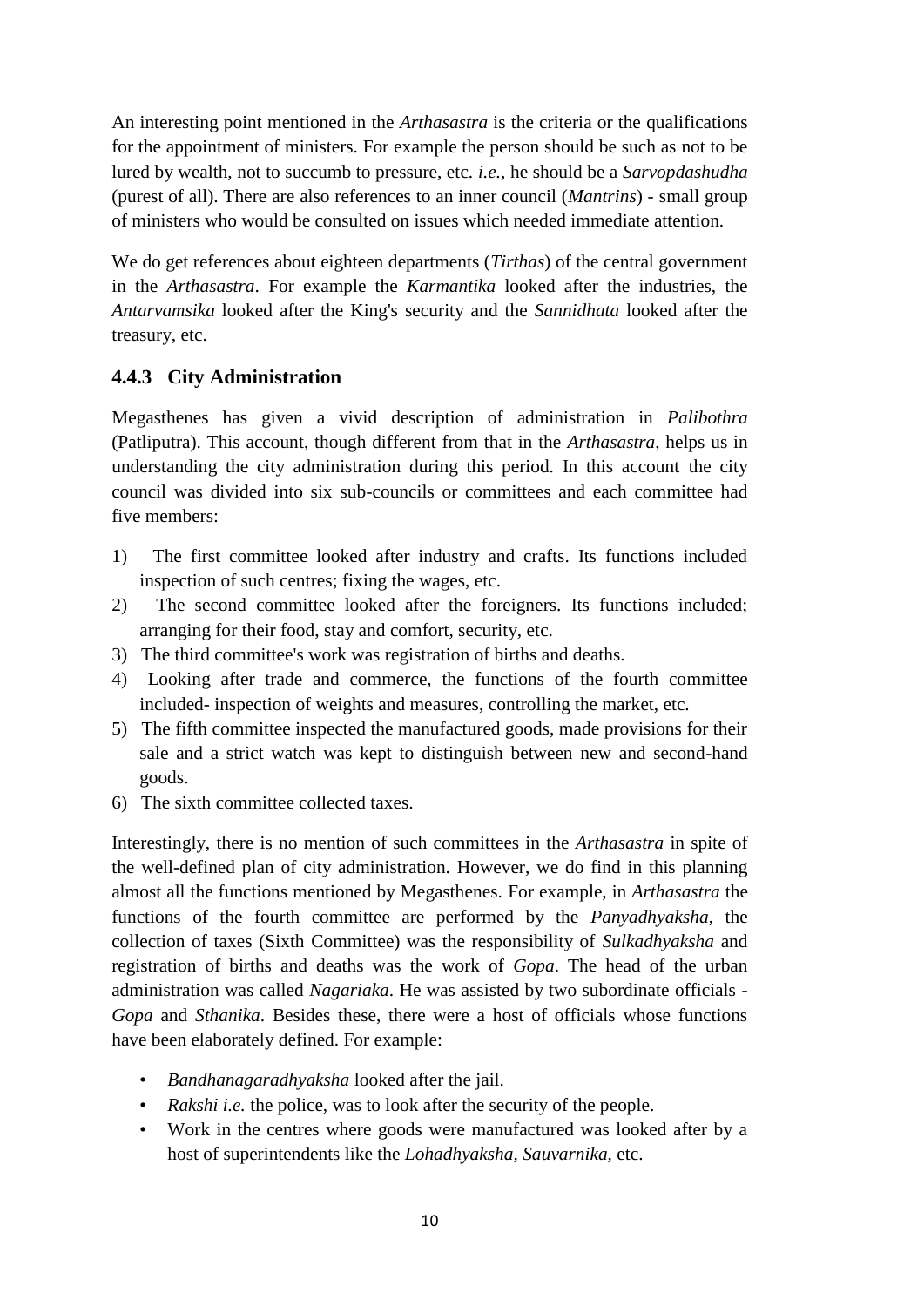An interesting point mentioned in the *Arthasastra* is the criteria or the qualifications for the appointment of ministers. For example the person should be such as not to be lured by wealth, not to succumb to pressure, etc. *i.e.*, he should be a *Sarvopdashudha* (purest of all). There are also references to an inner council (*Mantrins*) - small group of ministers who would be consulted on issues which needed immediate attention.

We do get references about eighteen departments (*Tirthas*) of the central government in the *Arthasastra*. For example the *Karmantika* looked after the industries, the *Antarvamsika* looked after the King's security and the *Sannidhata* looked after the treasury, etc.

### 4.4.3 City Administration

Megasthenes has given a vivid description of administration in *Palibothra* (Patliputra). This account, though different from that in the *Arthasastra*, helps us in understanding the city administration during this period. In this account the city council was divided into six sub-councils or committees and each committee had five members:

1) The first committee looked after industry and crafts. Its functions included inspection of such centres; fixing the wages, etc.
2) The second committee looked after the foreigners. Its functions included; arranging for their food, stay and comfort, security, etc.
3) The third committee's work was registration of births and deaths.
4) Looking after trade and commerce, the functions of the fourth committee included- inspection of weights and measures, controlling the market, etc.
5) The fifth committee inspected the manufactured goods, made provisions for their sale and a strict watch was kept to distinguish between new and second-hand goods.
6) The sixth committee collected taxes.

Interestingly, there is no mention of such committees in the *Arthasastra* in spite of the well-defined plan of city administration. However, we do find in this planning almost all the functions mentioned by Megasthenes. For example, in *Arthasastra* the functions of the fourth committee are performed by the *Panyadhyaksha*, the collection of taxes (Sixth Committee) was the responsibility of *Sulkadhyaksha* and registration of births and deaths was the work of *Gopa*. The head of the urban administration was called *Nagariaka*. He was assisted by two subordinate officials - *Gopa* and *Sthanika*. Besides these, there were a host of officials whose functions have been elaborately defined. For example:

- *Bandhanagaradhyaksha* looked after the jail.
- *Rakshi i.e.* the police, was to look after the security of the people.
- Work in the centres where goods were manufactured was looked after by a host of superintendents like the *Lohadhyaksha*, *Sauvarnika*, etc.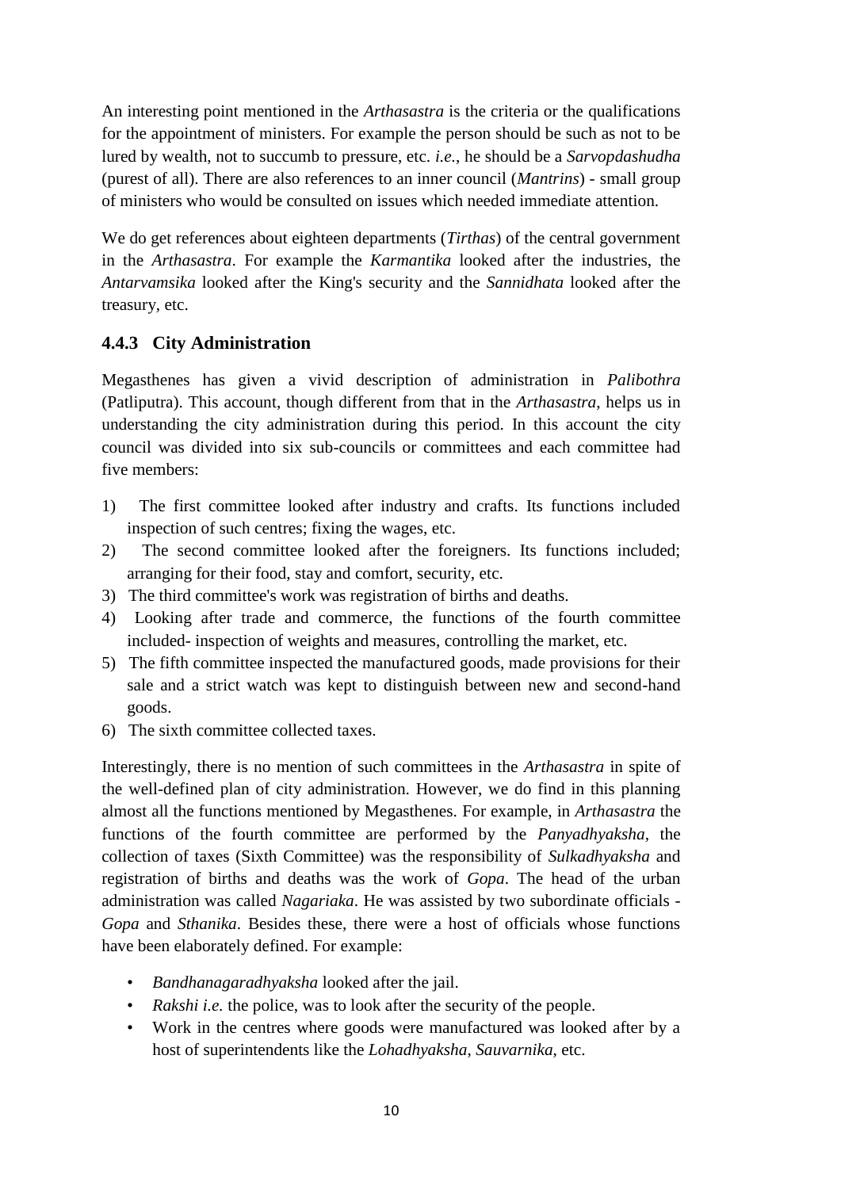An interesting point mentioned in the *Arthasastra* is the criteria or the qualifications for the appointment of ministers. For example the person should be such as not to be lured by wealth, not to succumb to pressure, etc. *i.e.*, he should be a *Sarvopdashudha* (purest of all). There are also references to an inner council (*Mantrins*) - small group of ministers who would be consulted on issues which needed immediate attention.

We do get references about eighteen departments (*Tirthas*) of the central government in the *Arthasastra*. For example the *Karmantika* looked after the industries, the *Antarvamsika* looked after the King's security and the *Sannidhata* looked after the treasury, etc.

### 4.4.3 City Administration

Megasthenes has given a vivid description of administration in *Palibothra* (Patliputra). This account, though different from that in the *Arthasastra*, helps us in understanding the city administration during this period. In this account the city council was divided into six sub-councils or committees and each committee had five members:

1) The first committee looked after industry and crafts. Its functions included inspection of such centres; fixing the wages, etc.
2) The second committee looked after the foreigners. Its functions included; arranging for their food, stay and comfort, security, etc.
3) The third committee's work was registration of births and deaths.
4) Looking after trade and commerce, the functions of the fourth committee included- inspection of weights and measures, controlling the market, etc.
5) The fifth committee inspected the manufactured goods, made provisions for their sale and a strict watch was kept to distinguish between new and second-hand goods.
6) The sixth committee collected taxes.

Interestingly, there is no mention of such committees in the *Arthasastra* in spite of the well-defined plan of city administration. However, we do find in this planning almost all the functions mentioned by Megasthenes. For example, in *Arthasastra* the functions of the fourth committee are performed by the *Panyadhyaksha*, the collection of taxes (Sixth Committee) was the responsibility of *Sulkadhyaksha* and registration of births and deaths was the work of *Gopa*. The head of the urban administration was called *Nagariaka*. He was assisted by two subordinate officials - *Gopa* and *Sthanika*. Besides these, there were a host of officials whose functions have been elaborately defined. For example:

- *Bandhanagaradhyaksha* looked after the jail.
- *Rakshi i.e.* the police, was to look after the security of the people.
- Work in the centres where goods were manufactured was looked after by a host of superintendents like the *Lohadhyaksha*, *Sauvarnika*, etc.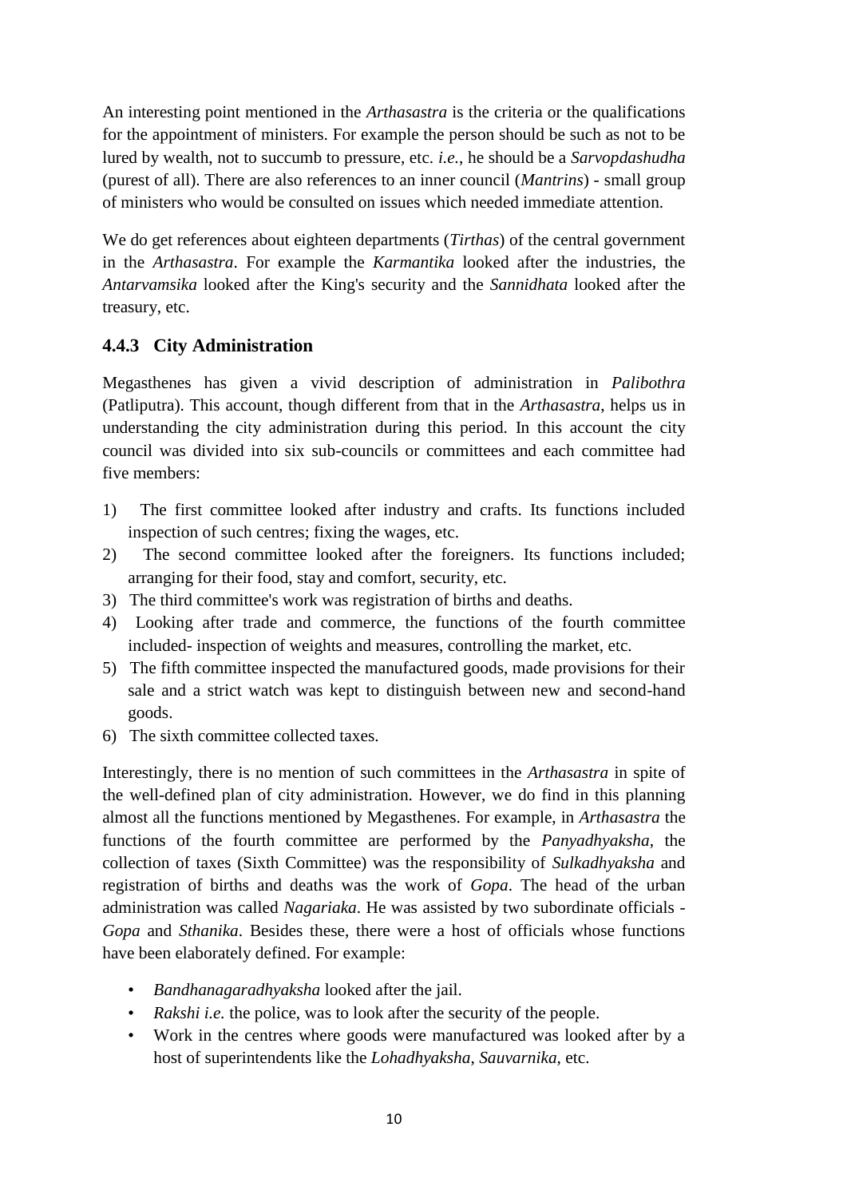An interesting point mentioned in the *Arthasastra* is the criteria or the qualifications for the appointment of ministers. For example the person should be such as not to be lured by wealth, not to succumb to pressure, etc. *i.e.*, he should be a *Sarvopdashudha* (purest of all). There are also references to an inner council (*Mantrins*) - small group of ministers who would be consulted on issues which needed immediate attention.

We do get references about eighteen departments (*Tirthas*) of the central government in the *Arthasastra*. For example the *Karmantika* looked after the industries, the *Antarvamsika* looked after the King's security and the *Sannidhata* looked after the treasury, etc.

### 4.4.3 City Administration

Megasthenes has given a vivid description of administration in *Palibothra* (Patliputra). This account, though different from that in the *Arthasastra*, helps us in understanding the city administration during this period. In this account the city council was divided into six sub-councils or committees and each committee had five members:

1) The first committee looked after industry and crafts. Its functions included inspection of such centres; fixing the wages, etc.
2) The second committee looked after the foreigners. Its functions included; arranging for their food, stay and comfort, security, etc.
3) The third committee's work was registration of births and deaths.
4) Looking after trade and commerce, the functions of the fourth committee included- inspection of weights and measures, controlling the market, etc.
5) The fifth committee inspected the manufactured goods, made provisions for their sale and a strict watch was kept to distinguish between new and second-hand goods.
6) The sixth committee collected taxes.

Interestingly, there is no mention of such committees in the *Arthasastra* in spite of the well-defined plan of city administration. However, we do find in this planning almost all the functions mentioned by Megasthenes. For example, in *Arthasastra* the functions of the fourth committee are performed by the *Panyadhyaksha*, the collection of taxes (Sixth Committee) was the responsibility of *Sulkadhyaksha* and registration of births and deaths was the work of *Gopa*. The head of the urban administration was called *Nagariaka*. He was assisted by two subordinate officials - *Gopa* and *Sthanika*. Besides these, there were a host of officials whose functions have been elaborately defined. For example:

- *Bandhanagaradhyaksha* looked after the jail.
- *Rakshi i.e.* the police, was to look after the security of the people.
- Work in the centres where goods were manufactured was looked after by a host of superintendents like the *Lohadhyaksha*, *Sauvarnika*, etc.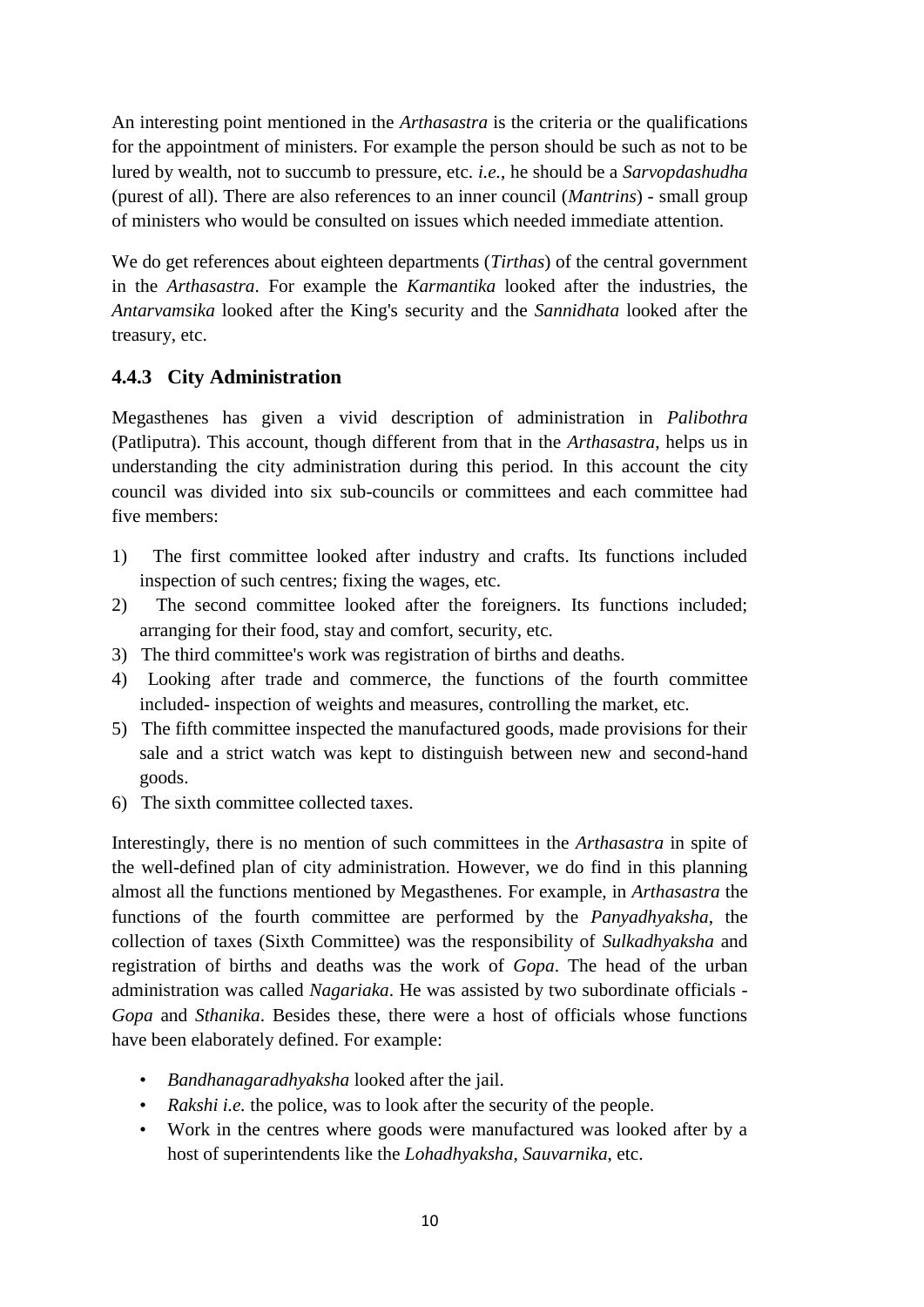An interesting point mentioned in the *Arthasastra* is the criteria or the qualifications for the appointment of ministers. For example the person should be such as not to be lured by wealth, not to succumb to pressure, etc. *i.e.*, he should be a *Sarvopdashudha* (purest of all). There are also references to an inner council (*Mantrins*) - small group of ministers who would be consulted on issues which needed immediate attention.

We do get references about eighteen departments (*Tirthas*) of the central government in the *Arthasastra*. For example the *Karmantika* looked after the industries, the *Antarvamsika* looked after the King's security and the *Sannidhata* looked after the treasury, etc.

### 4.4.3 City Administration

Megasthenes has given a vivid description of administration in *Palibothra* (Patliputra). This account, though different from that in the *Arthasastra*, helps us in understanding the city administration during this period. In this account the city council was divided into six sub-councils or committees and each committee had five members:

1) The first committee looked after industry and crafts. Its functions included inspection of such centres; fixing the wages, etc.
2) The second committee looked after the foreigners. Its functions included; arranging for their food, stay and comfort, security, etc.
3) The third committee's work was registration of births and deaths.
4) Looking after trade and commerce, the functions of the fourth committee included- inspection of weights and measures, controlling the market, etc.
5) The fifth committee inspected the manufactured goods, made provisions for their sale and a strict watch was kept to distinguish between new and second-hand goods.
6) The sixth committee collected taxes.

Interestingly, there is no mention of such committees in the *Arthasastra* in spite of the well-defined plan of city administration. However, we do find in this planning almost all the functions mentioned by Megasthenes. For example, in *Arthasastra* the functions of the fourth committee are performed by the *Panyadhyaksha*, the collection of taxes (Sixth Committee) was the responsibility of *Sulkadhyaksha* and registration of births and deaths was the work of *Gopa*. The head of the urban administration was called *Nagariaka*. He was assisted by two subordinate officials - *Gopa* and *Sthanika*. Besides these, there were a host of officials whose functions have been elaborately defined. For example:

- *Bandhanagaradhyaksha* looked after the jail.
- *Rakshi i.e.* the police, was to look after the security of the people.
- Work in the centres where goods were manufactured was looked after by a host of superintendents like the *Lohadhyaksha*, *Sauvarnika*, etc.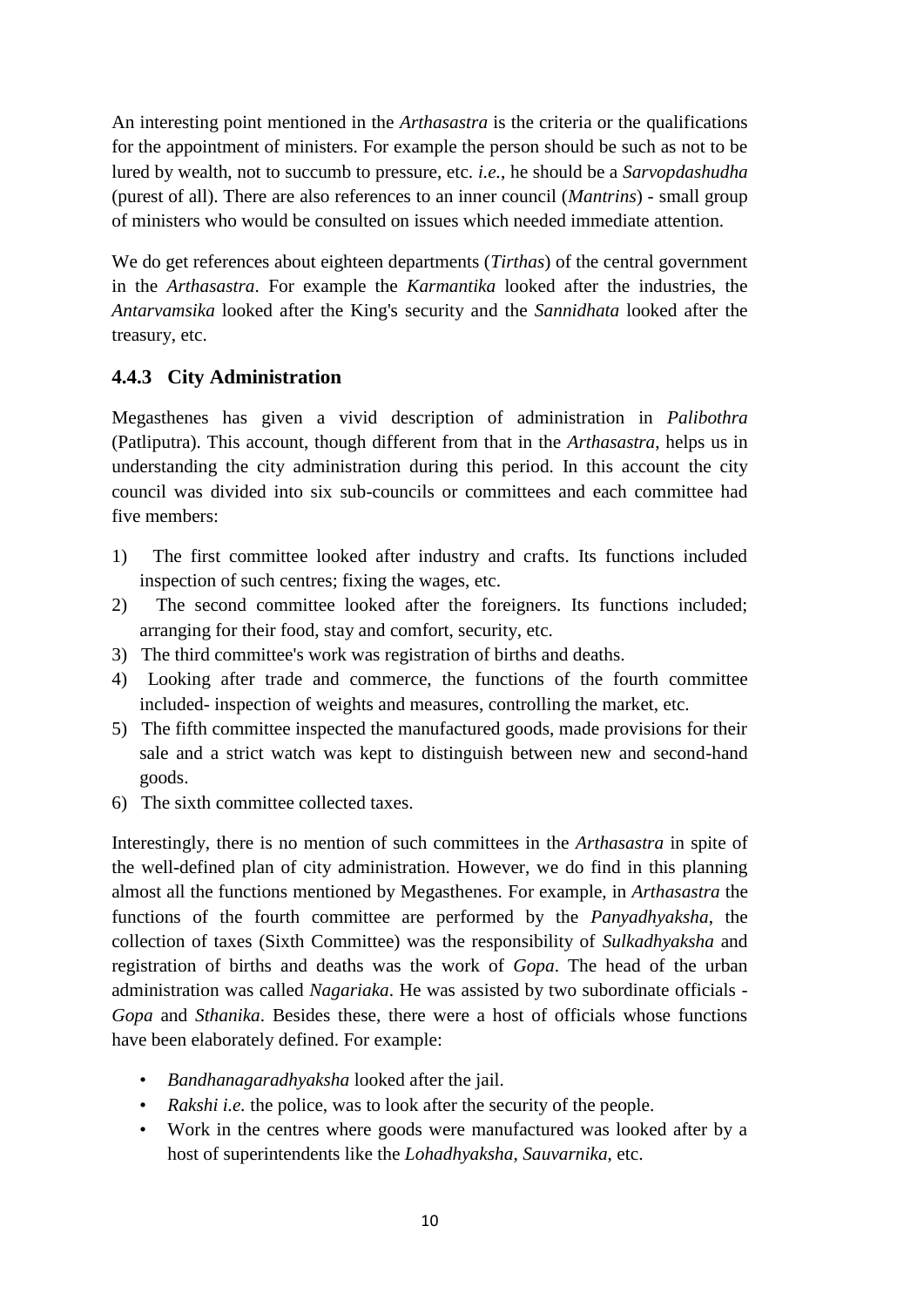An interesting point mentioned in the *Arthasastra* is the criteria or the qualifications for the appointment of ministers. For example the person should be such as not to be lured by wealth, not to succumb to pressure, etc. *i.e.*, he should be a *Sarvopdashudha* (purest of all). There are also references to an inner council (*Mantrins*) - small group of ministers who would be consulted on issues which needed immediate attention.

We do get references about eighteen departments (*Tirthas*) of the central government in the *Arthasastra*. For example the *Karmantika* looked after the industries, the *Antarvamsika* looked after the King's security and the *Sannidhata* looked after the treasury, etc.

### 4.4.3 City Administration

Megasthenes has given a vivid description of administration in *Palibothra* (Patliputra). This account, though different from that in the *Arthasastra*, helps us in understanding the city administration during this period. In this account the city council was divided into six sub-councils or committees and each committee had five members:

1) The first committee looked after industry and crafts. Its functions included inspection of such centres; fixing the wages, etc.
2) The second committee looked after the foreigners. Its functions included; arranging for their food, stay and comfort, security, etc.
3) The third committee's work was registration of births and deaths.
4) Looking after trade and commerce, the functions of the fourth committee included- inspection of weights and measures, controlling the market, etc.
5) The fifth committee inspected the manufactured goods, made provisions for their sale and a strict watch was kept to distinguish between new and second-hand goods.
6) The sixth committee collected taxes.

Interestingly, there is no mention of such committees in the *Arthasastra* in spite of the well-defined plan of city administration. However, we do find in this planning almost all the functions mentioned by Megasthenes. For example, in *Arthasastra* the functions of the fourth committee are performed by the *Panyadhyaksha*, the collection of taxes (Sixth Committee) was the responsibility of *Sulkadhyaksha* and registration of births and deaths was the work of *Gopa*. The head of the urban administration was called *Nagariaka*. He was assisted by two subordinate officials - *Gopa* and *Sthanika*. Besides these, there were a host of officials whose functions have been elaborately defined. For example:

- *Bandhanagaradhyaksha* looked after the jail.
- *Rakshi i.e.* the police, was to look after the security of the people.
- Work in the centres where goods were manufactured was looked after by a host of superintendents like the *Lohadhyaksha*, *Sauvarnika*, etc.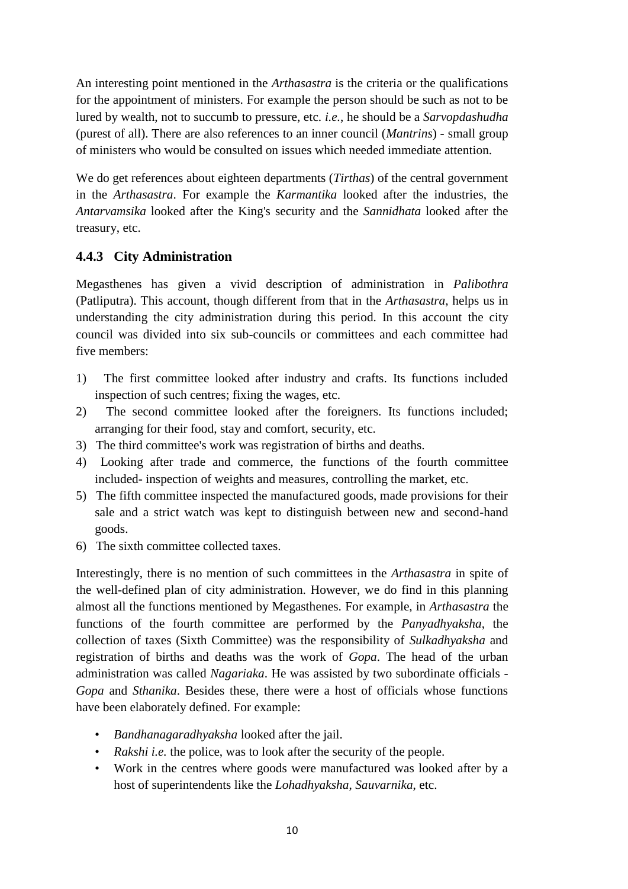An interesting point mentioned in the *Arthasastra* is the criteria or the qualifications for the appointment of ministers. For example the person should be such as not to be lured by wealth, not to succumb to pressure, etc. *i.e.*, he should be a *Sarvopdashudha* (purest of all). There are also references to an inner council (*Mantrins*) - small group of ministers who would be consulted on issues which needed immediate attention.

We do get references about eighteen departments (*Tirthas*) of the central government in the *Arthasastra*. For example the *Karmantika* looked after the industries, the *Antarvamsika* looked after the King's security and the *Sannidhata* looked after the treasury, etc.

### 4.4.3 City Administration

Megasthenes has given a vivid description of administration in *Palibothra* (Patliputra). This account, though different from that in the *Arthasastra*, helps us in understanding the city administration during this period. In this account the city council was divided into six sub-councils or committees and each committee had five members:

1) The first committee looked after industry and crafts. Its functions included inspection of such centres; fixing the wages, etc.
2) The second committee looked after the foreigners. Its functions included; arranging for their food, stay and comfort, security, etc.
3) The third committee's work was registration of births and deaths.
4) Looking after trade and commerce, the functions of the fourth committee included- inspection of weights and measures, controlling the market, etc.
5) The fifth committee inspected the manufactured goods, made provisions for their sale and a strict watch was kept to distinguish between new and second-hand goods.
6) The sixth committee collected taxes.

Interestingly, there is no mention of such committees in the *Arthasastra* in spite of the well-defined plan of city administration. However, we do find in this planning almost all the functions mentioned by Megasthenes. For example, in *Arthasastra* the functions of the fourth committee are performed by the *Panyadhyaksha*, the collection of taxes (Sixth Committee) was the responsibility of *Sulkadhyaksha* and registration of births and deaths was the work of *Gopa*. The head of the urban administration was called *Nagariaka*. He was assisted by two subordinate officials - *Gopa* and *Sthanika*. Besides these, there were a host of officials whose functions have been elaborately defined. For example:

- *Bandhanagaradhyaksha* looked after the jail.
- *Rakshi i.e.* the police, was to look after the security of the people.
- Work in the centres where goods were manufactured was looked after by a host of superintendents like the *Lohadhyaksha*, *Sauvarnika*, etc.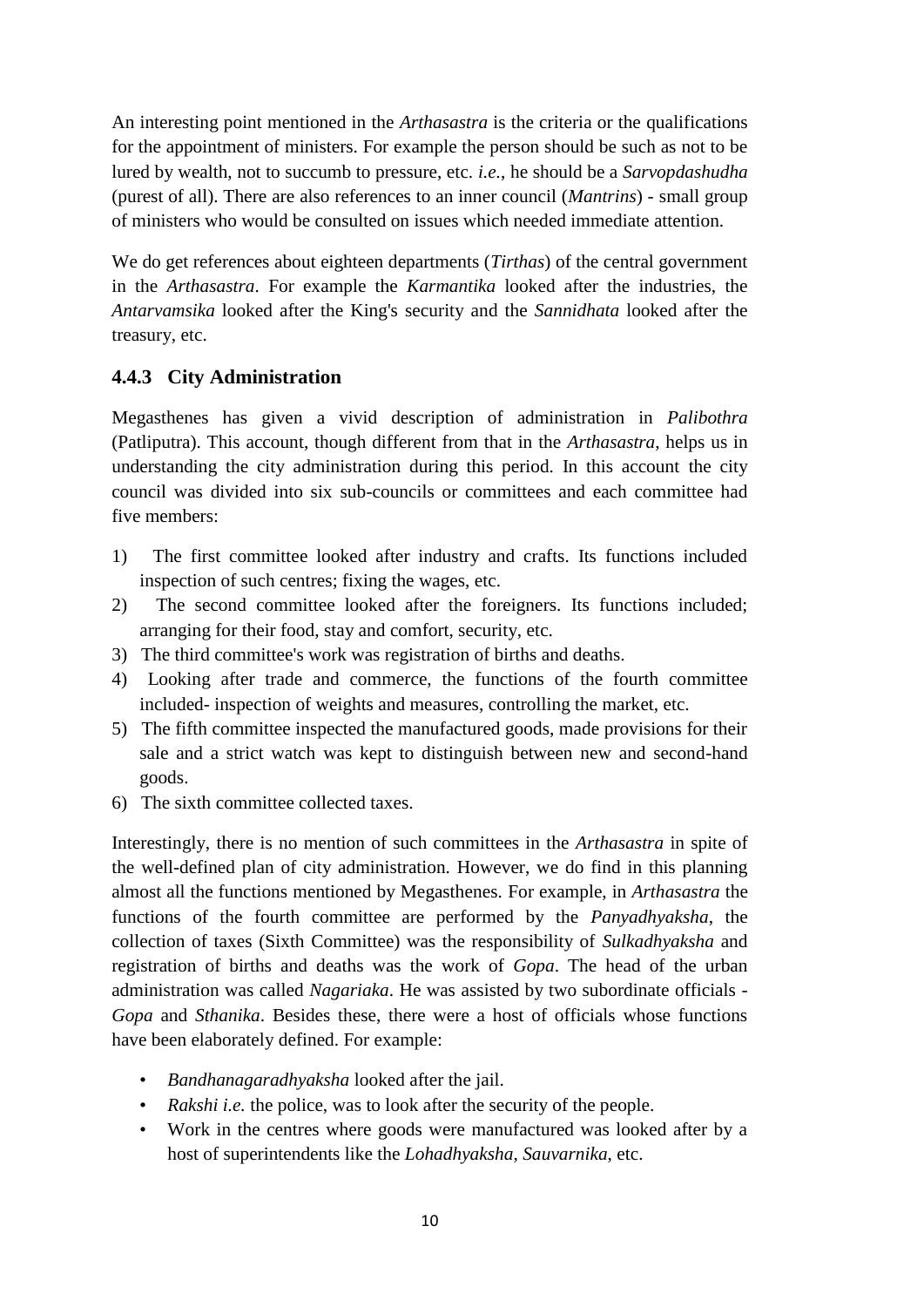An interesting point mentioned in the *Arthasastra* is the criteria or the qualifications for the appointment of ministers. For example the person should be such as not to be lured by wealth, not to succumb to pressure, etc. *i.e.*, he should be a *Sarvopdashudha* (purest of all). There are also references to an inner council (*Mantrins*) - small group of ministers who would be consulted on issues which needed immediate attention.

We do get references about eighteen departments (*Tirthas*) of the central government in the *Arthasastra*. For example the *Karmantika* looked after the industries, the *Antarvamsika* looked after the King's security and the *Sannidhata* looked after the treasury, etc.

### 4.4.3 City Administration

Megasthenes has given a vivid description of administration in *Palibothra* (Patliputra). This account, though different from that in the *Arthasastra*, helps us in understanding the city administration during this period. In this account the city council was divided into six sub-councils or committees and each committee had five members:

1) The first committee looked after industry and crafts. Its functions included inspection of such centres; fixing the wages, etc.
2) The second committee looked after the foreigners. Its functions included; arranging for their food, stay and comfort, security, etc.
3) The third committee's work was registration of births and deaths.
4) Looking after trade and commerce, the functions of the fourth committee included- inspection of weights and measures, controlling the market, etc.
5) The fifth committee inspected the manufactured goods, made provisions for their sale and a strict watch was kept to distinguish between new and second-hand goods.
6) The sixth committee collected taxes.

Interestingly, there is no mention of such committees in the *Arthasastra* in spite of the well-defined plan of city administration. However, we do find in this planning almost all the functions mentioned by Megasthenes. For example, in *Arthasastra* the functions of the fourth committee are performed by the *Panyadhyaksha*, the collection of taxes (Sixth Committee) was the responsibility of *Sulkadhyaksha* and registration of births and deaths was the work of *Gopa*. The head of the urban administration was called *Nagariaka*. He was assisted by two subordinate officials - *Gopa* and *Sthanika*. Besides these, there were a host of officials whose functions have been elaborately defined. For example:

- *Bandhanagaradhyaksha* looked after the jail.
- *Rakshi i.e.* the police, was to look after the security of the people.
- Work in the centres where goods were manufactured was looked after by a host of superintendents like the *Lohadhyaksha*, *Sauvarnika*, etc.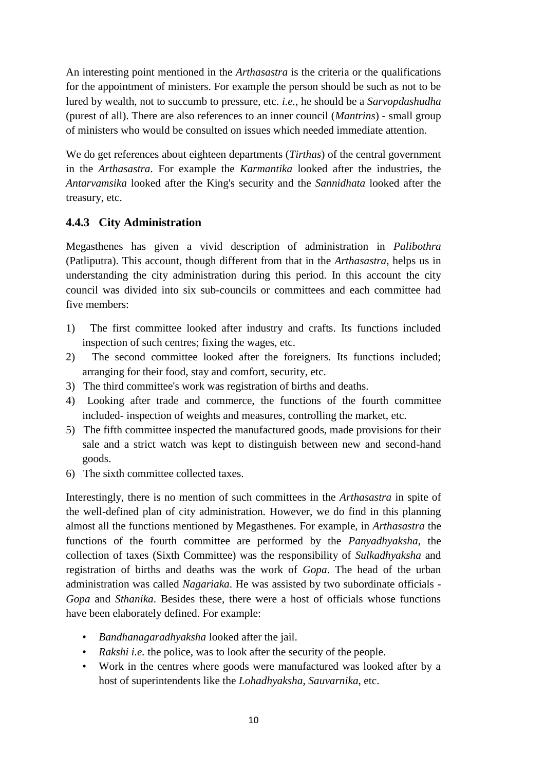An interesting point mentioned in the *Arthasastra* is the criteria or the qualifications for the appointment of ministers. For example the person should be such as not to be lured by wealth, not to succumb to pressure, etc. *i.e.*, he should be a *Sarvopdashudha* (purest of all). There are also references to an inner council (*Mantrins*) - small group of ministers who would be consulted on issues which needed immediate attention.

We do get references about eighteen departments (*Tirthas*) of the central government in the *Arthasastra*. For example the *Karmantika* looked after the industries, the *Antarvamsika* looked after the King's security and the *Sannidhata* looked after the treasury, etc.

### 4.4.3 City Administration

Megasthenes has given a vivid description of administration in *Palibothra* (Patliputra). This account, though different from that in the *Arthasastra*, helps us in understanding the city administration during this period. In this account the city council was divided into six sub-councils or committees and each committee had five members:

1) The first committee looked after industry and crafts. Its functions included inspection of such centres; fixing the wages, etc.
2) The second committee looked after the foreigners. Its functions included; arranging for their food, stay and comfort, security, etc.
3) The third committee's work was registration of births and deaths.
4) Looking after trade and commerce, the functions of the fourth committee included- inspection of weights and measures, controlling the market, etc.
5) The fifth committee inspected the manufactured goods, made provisions for their sale and a strict watch was kept to distinguish between new and second-hand goods.
6) The sixth committee collected taxes.

Interestingly, there is no mention of such committees in the *Arthasastra* in spite of the well-defined plan of city administration. However, we do find in this planning almost all the functions mentioned by Megasthenes. For example, in *Arthasastra* the functions of the fourth committee are performed by the *Panyadhyaksha*, the collection of taxes (Sixth Committee) was the responsibility of *Sulkadhyaksha* and registration of births and deaths was the work of *Gopa*. The head of the urban administration was called *Nagariaka*. He was assisted by two subordinate officials - *Gopa* and *Sthanika*. Besides these, there were a host of officials whose functions have been elaborately defined. For example:

- *Bandhanagaradhyaksha* looked after the jail.
- *Rakshi i.e.* the police, was to look after the security of the people.
- Work in the centres where goods were manufactured was looked after by a host of superintendents like the *Lohadhyaksha*, *Sauvarnika*, etc.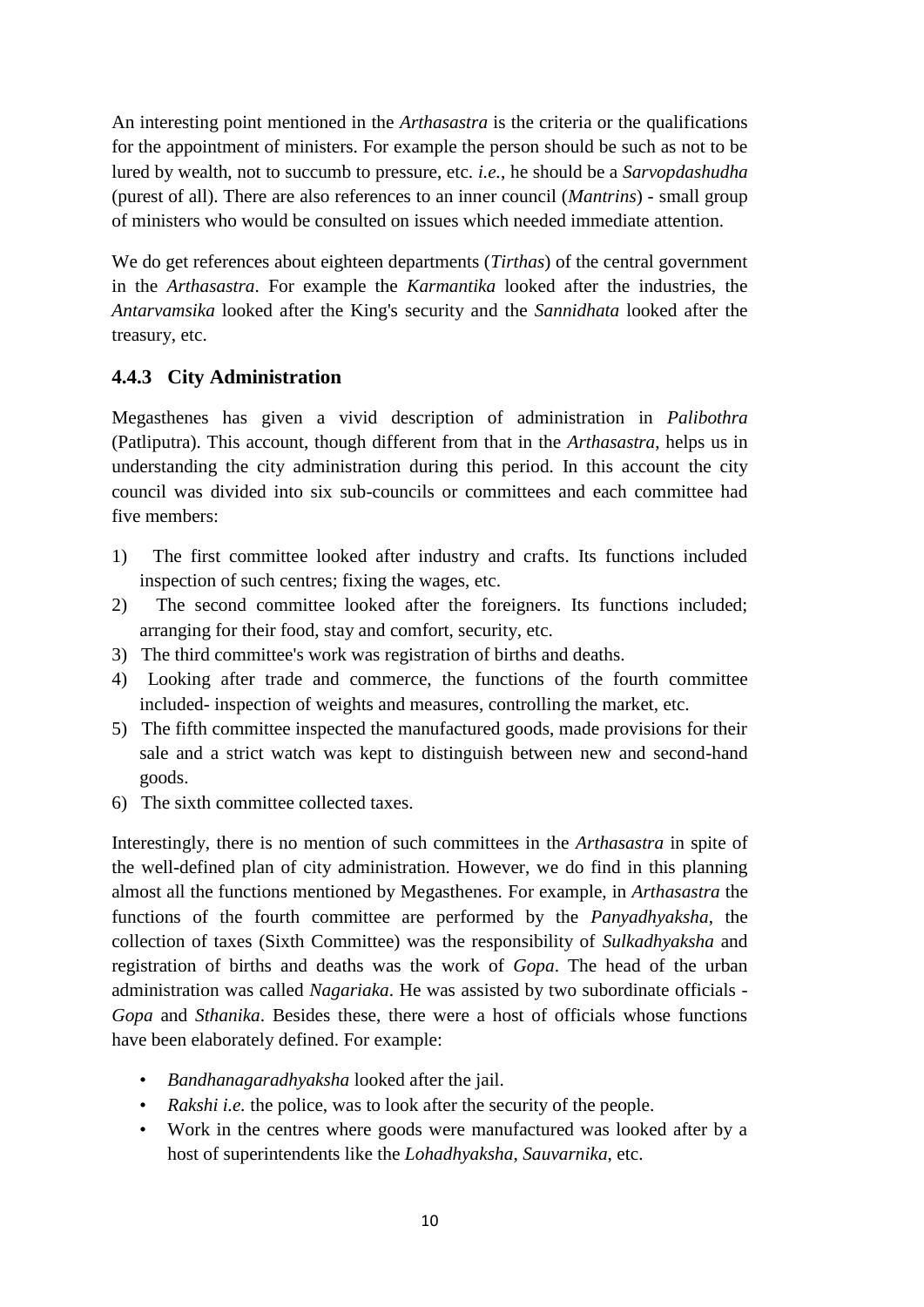An interesting point mentioned in the *Arthasastra* is the criteria or the qualifications for the appointment of ministers. For example the person should be such as not to be lured by wealth, not to succumb to pressure, etc. *i.e.*, he should be a *Sarvopdashudha* (purest of all). There are also references to an inner council (*Mantrins*) - small group of ministers who would be consulted on issues which needed immediate attention.

We do get references about eighteen departments (*Tirthas*) of the central government in the *Arthasastra*. For example the *Karmantika* looked after the industries, the *Antarvamsika* looked after the King's security and the *Sannidhata* looked after the treasury, etc.

### 4.4.3 City Administration

Megasthenes has given a vivid description of administration in *Palibothra* (Patliputra). This account, though different from that in the *Arthasastra*, helps us in understanding the city administration during this period. In this account the city council was divided into six sub-councils or committees and each committee had five members:

1) The first committee looked after industry and crafts. Its functions included inspection of such centres; fixing the wages, etc.
2) The second committee looked after the foreigners. Its functions included; arranging for their food, stay and comfort, security, etc.
3) The third committee's work was registration of births and deaths.
4) Looking after trade and commerce, the functions of the fourth committee included- inspection of weights and measures, controlling the market, etc.
5) The fifth committee inspected the manufactured goods, made provisions for their sale and a strict watch was kept to distinguish between new and second-hand goods.
6) The sixth committee collected taxes.

Interestingly, there is no mention of such committees in the *Arthasastra* in spite of the well-defined plan of city administration. However, we do find in this planning almost all the functions mentioned by Megasthenes. For example, in *Arthasastra* the functions of the fourth committee are performed by the *Panyadhyaksha*, the collection of taxes (Sixth Committee) was the responsibility of *Sulkadhyaksha* and registration of births and deaths was the work of *Gopa*. The head of the urban administration was called *Nagariaka*. He was assisted by two subordinate officials - *Gopa* and *Sthanika*. Besides these, there were a host of officials whose functions have been elaborately defined. For example:

- *Bandhanagaradhyaksha* looked after the jail.
- *Rakshi i.e.* the police, was to look after the security of the people.
- Work in the centres where goods were manufactured was looked after by a host of superintendents like the *Lohadhyaksha*, *Sauvarnika*, etc.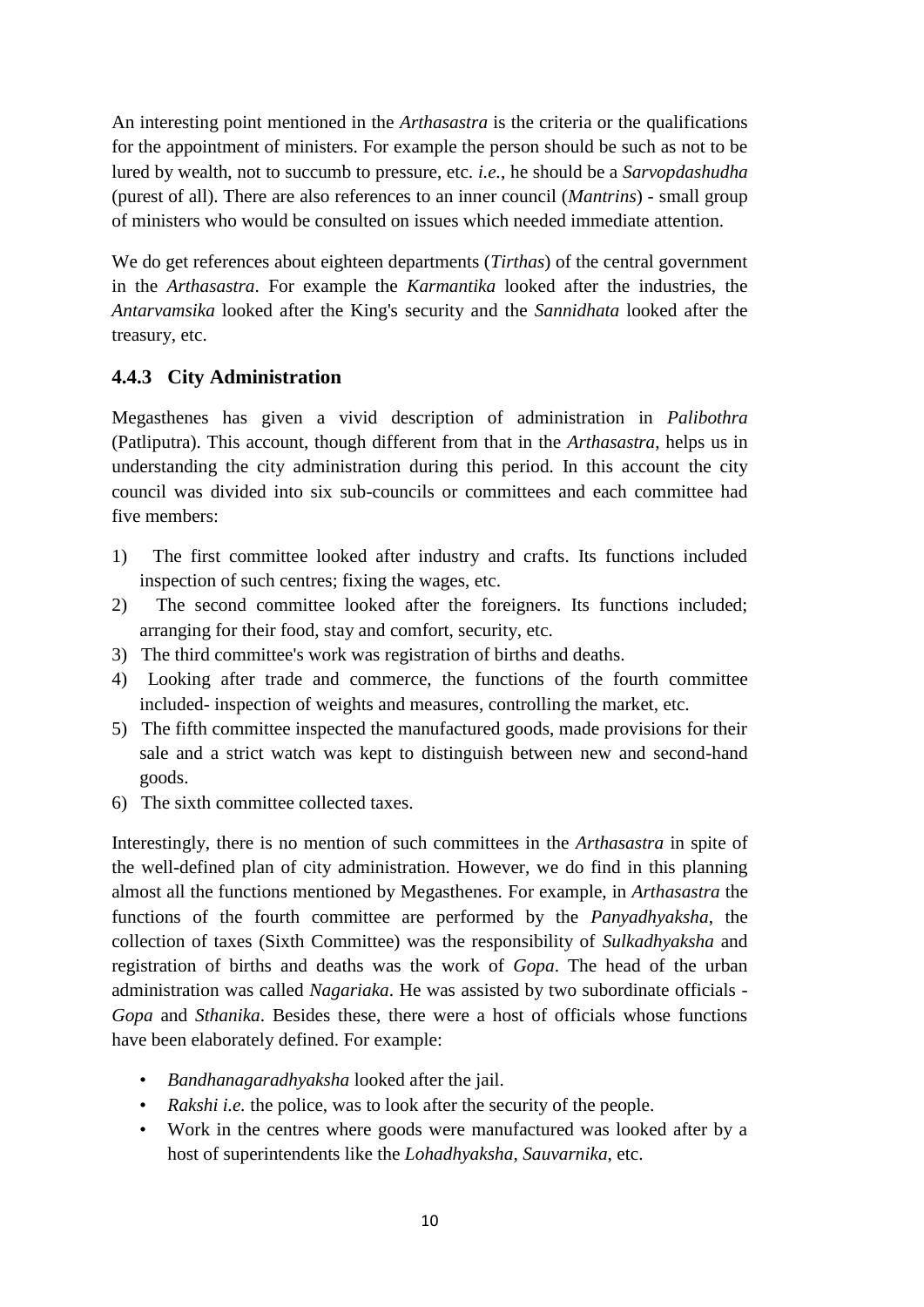An interesting point mentioned in the *Arthasastra* is the criteria or the qualifications for the appointment of ministers. For example the person should be such as not to be lured by wealth, not to succumb to pressure, etc. *i.e.*, he should be a *Sarvopdashudha* (purest of all). There are also references to an inner council (*Mantrins*) - small group of ministers who would be consulted on issues which needed immediate attention.

We do get references about eighteen departments (*Tirthas*) of the central government in the *Arthasastra*. For example the *Karmantika* looked after the industries, the *Antarvamsika* looked after the King's security and the *Sannidhata* looked after the treasury, etc.

### 4.4.3 City Administration

Megasthenes has given a vivid description of administration in *Palibothra* (Patliputra). This account, though different from that in the *Arthasastra*, helps us in understanding the city administration during this period. In this account the city council was divided into six sub-councils or committees and each committee had five members:

1) The first committee looked after industry and crafts. Its functions included inspection of such centres; fixing the wages, etc.
2) The second committee looked after the foreigners. Its functions included; arranging for their food, stay and comfort, security, etc.
3) The third committee's work was registration of births and deaths.
4) Looking after trade and commerce, the functions of the fourth committee included- inspection of weights and measures, controlling the market, etc.
5) The fifth committee inspected the manufactured goods, made provisions for their sale and a strict watch was kept to distinguish between new and second-hand goods.
6) The sixth committee collected taxes.

Interestingly, there is no mention of such committees in the *Arthasastra* in spite of the well-defined plan of city administration. However, we do find in this planning almost all the functions mentioned by Megasthenes. For example, in *Arthasastra* the functions of the fourth committee are performed by the *Panyadhyaksha*, the collection of taxes (Sixth Committee) was the responsibility of *Sulkadhyaksha* and registration of births and deaths was the work of *Gopa*. The head of the urban administration was called *Nagariaka*. He was assisted by two subordinate officials - *Gopa* and *Sthanika*. Besides these, there were a host of officials whose functions have been elaborately defined. For example:

- *Bandhanagaradhyaksha* looked after the jail.
- *Rakshi i.e.* the police, was to look after the security of the people.
- Work in the centres where goods were manufactured was looked after by a host of superintendents like the *Lohadhyaksha*, *Sauvarnika*, etc.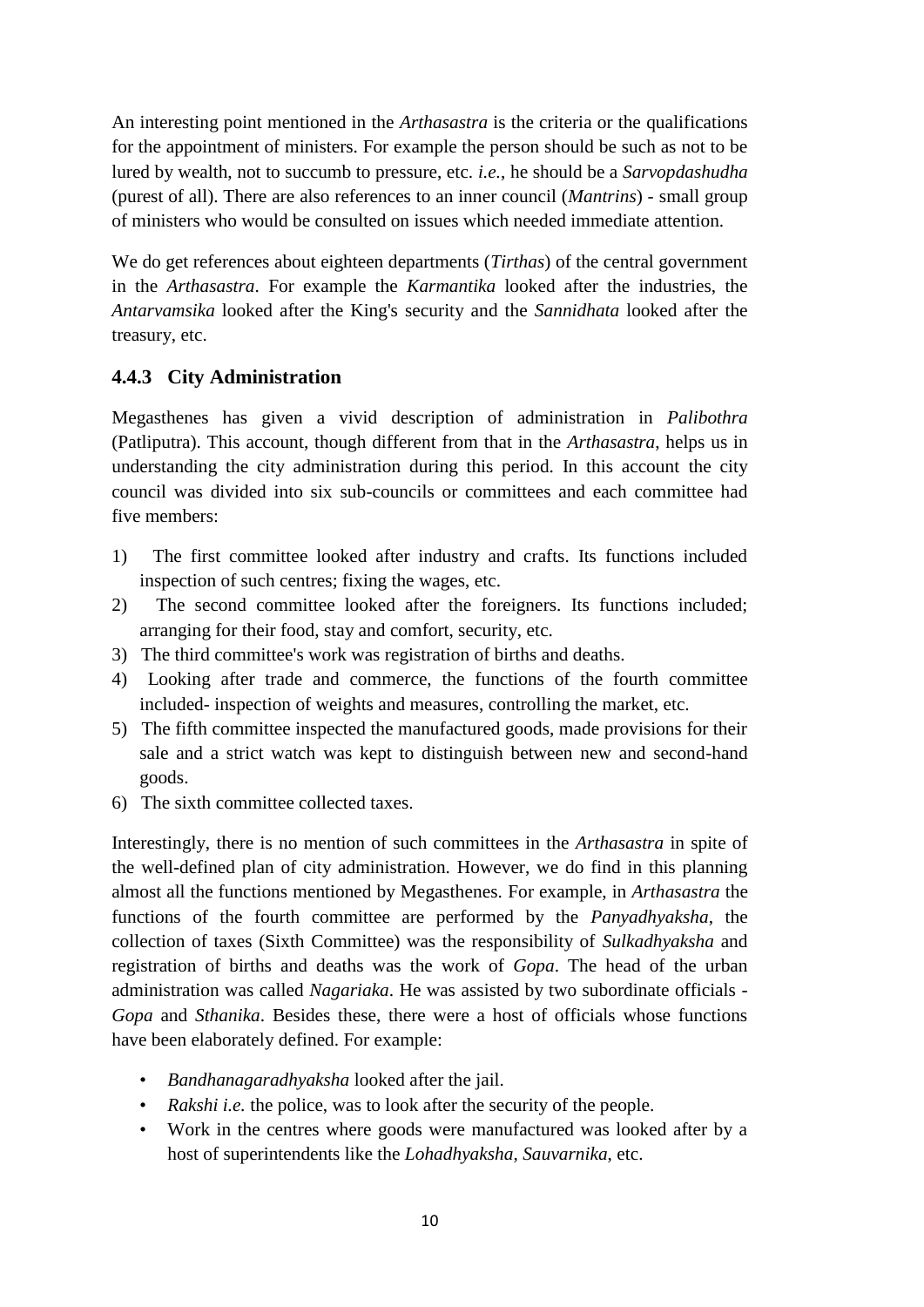An interesting point mentioned in the *Arthasastra* is the criteria or the qualifications for the appointment of ministers. For example the person should be such as not to be lured by wealth, not to succumb to pressure, etc. *i.e.*, he should be a *Sarvopdashudha* (purest of all). There are also references to an inner council (*Mantrins*) - small group of ministers who would be consulted on issues which needed immediate attention.

We do get references about eighteen departments (*Tirthas*) of the central government in the *Arthasastra*. For example the *Karmantika* looked after the industries, the *Antarvamsika* looked after the King's security and the *Sannidhata* looked after the treasury, etc.

### 4.4.3 City Administration

Megasthenes has given a vivid description of administration in *Palibothra* (Patliputra). This account, though different from that in the *Arthasastra*, helps us in understanding the city administration during this period. In this account the city council was divided into six sub-councils or committees and each committee had five members:

1) The first committee looked after industry and crafts. Its functions included inspection of such centres; fixing the wages, etc.
2) The second committee looked after the foreigners. Its functions included; arranging for their food, stay and comfort, security, etc.
3) The third committee's work was registration of births and deaths.
4) Looking after trade and commerce, the functions of the fourth committee included- inspection of weights and measures, controlling the market, etc.
5) The fifth committee inspected the manufactured goods, made provisions for their sale and a strict watch was kept to distinguish between new and second-hand goods.
6) The sixth committee collected taxes.

Interestingly, there is no mention of such committees in the *Arthasastra* in spite of the well-defined plan of city administration. However, we do find in this planning almost all the functions mentioned by Megasthenes. For example, in *Arthasastra* the functions of the fourth committee are performed by the *Panyadhyaksha*, the collection of taxes (Sixth Committee) was the responsibility of *Sulkadhyaksha* and registration of births and deaths was the work of *Gopa*. The head of the urban administration was called *Nagariaka*. He was assisted by two subordinate officials - *Gopa* and *Sthanika*. Besides these, there were a host of officials whose functions have been elaborately defined. For example:

- *Bandhanagaradhyaksha* looked after the jail.
- *Rakshi i.e.* the police, was to look after the security of the people.
- Work in the centres where goods were manufactured was looked after by a host of superintendents like the *Lohadhyaksha*, *Sauvarnika*, etc.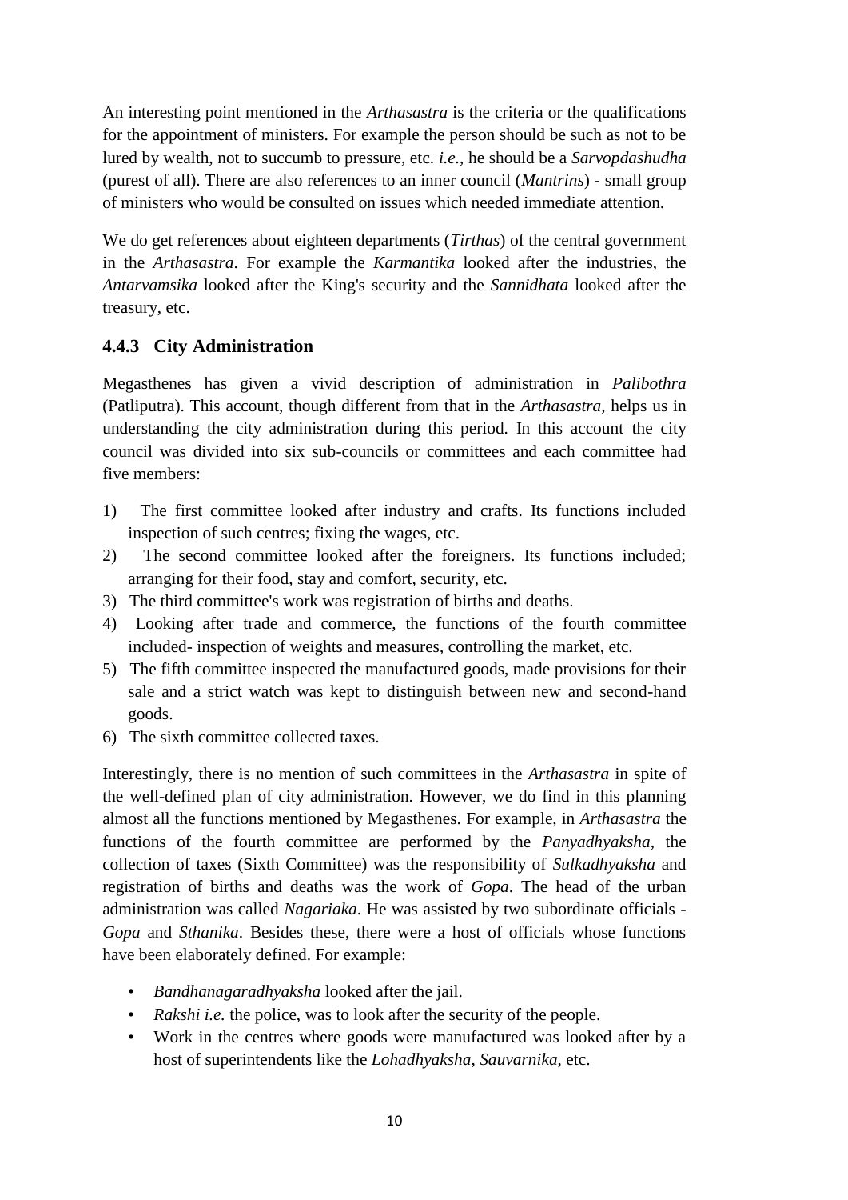An interesting point mentioned in the *Arthasastra* is the criteria or the qualifications for the appointment of ministers. For example the person should be such as not to be lured by wealth, not to succumb to pressure, etc. *i.e.*, he should be a *Sarvopdashudha* (purest of all). There are also references to an inner council (*Mantrins*) - small group of ministers who would be consulted on issues which needed immediate attention.

We do get references about eighteen departments (*Tirthas*) of the central government in the *Arthasastra*. For example the *Karmantika* looked after the industries, the *Antarvamsika* looked after the King's security and the *Sannidhata* looked after the treasury, etc.

### 4.4.3 City Administration

Megasthenes has given a vivid description of administration in *Palibothra* (Patliputra). This account, though different from that in the *Arthasastra*, helps us in understanding the city administration during this period. In this account the city council was divided into six sub-councils or committees and each committee had five members:

1) The first committee looked after industry and crafts. Its functions included inspection of such centres; fixing the wages, etc.
2) The second committee looked after the foreigners. Its functions included; arranging for their food, stay and comfort, security, etc.
3) The third committee's work was registration of births and deaths.
4) Looking after trade and commerce, the functions of the fourth committee included- inspection of weights and measures, controlling the market, etc.
5) The fifth committee inspected the manufactured goods, made provisions for their sale and a strict watch was kept to distinguish between new and second-hand goods.
6) The sixth committee collected taxes.

Interestingly, there is no mention of such committees in the *Arthasastra* in spite of the well-defined plan of city administration. However, we do find in this planning almost all the functions mentioned by Megasthenes. For example, in *Arthasastra* the functions of the fourth committee are performed by the *Panyadhyaksha*, the collection of taxes (Sixth Committee) was the responsibility of *Sulkadhyaksha* and registration of births and deaths was the work of *Gopa*. The head of the urban administration was called *Nagariaka*. He was assisted by two subordinate officials - *Gopa* and *Sthanika*. Besides these, there were a host of officials whose functions have been elaborately defined. For example:

- *Bandhanagaradhyaksha* looked after the jail.
- *Rakshi i.e.* the police, was to look after the security of the people.
- Work in the centres where goods were manufactured was looked after by a host of superintendents like the *Lohadhyaksha*, *Sauvarnika*, etc.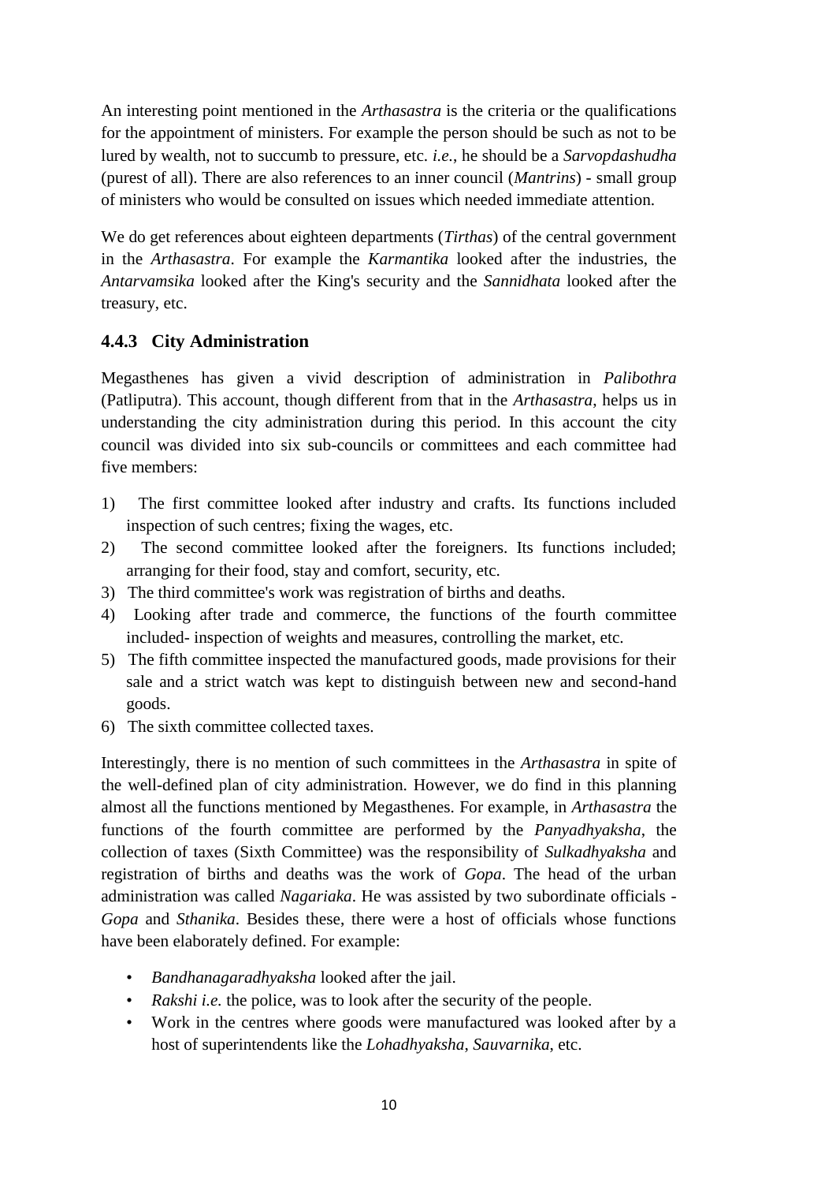An interesting point mentioned in the *Arthasastra* is the criteria or the qualifications for the appointment of ministers. For example the person should be such as not to be lured by wealth, not to succumb to pressure, etc. *i.e.*, he should be a *Sarvopdashudha* (purest of all). There are also references to an inner council (*Mantrins*) - small group of ministers who would be consulted on issues which needed immediate attention.

We do get references about eighteen departments (*Tirthas*) of the central government in the *Arthasastra*. For example the *Karmantika* looked after the industries, the *Antarvamsika* looked after the King's security and the *Sannidhata* looked after the treasury, etc.

### 4.4.3 City Administration

Megasthenes has given a vivid description of administration in *Palibothra* (Patliputra). This account, though different from that in the *Arthasastra*, helps us in understanding the city administration during this period. In this account the city council was divided into six sub-councils or committees and each committee had five members:

1) The first committee looked after industry and crafts. Its functions included inspection of such centres; fixing the wages, etc.
2) The second committee looked after the foreigners. Its functions included; arranging for their food, stay and comfort, security, etc.
3) The third committee's work was registration of births and deaths.
4) Looking after trade and commerce, the functions of the fourth committee included- inspection of weights and measures, controlling the market, etc.
5) The fifth committee inspected the manufactured goods, made provisions for their sale and a strict watch was kept to distinguish between new and second-hand goods.
6) The sixth committee collected taxes.

Interestingly, there is no mention of such committees in the *Arthasastra* in spite of the well-defined plan of city administration. However, we do find in this planning almost all the functions mentioned by Megasthenes. For example, in *Arthasastra* the functions of the fourth committee are performed by the *Panyadhyaksha*, the collection of taxes (Sixth Committee) was the responsibility of *Sulkadhyaksha* and registration of births and deaths was the work of *Gopa*. The head of the urban administration was called *Nagariaka*. He was assisted by two subordinate officials - *Gopa* and *Sthanika*. Besides these, there were a host of officials whose functions have been elaborately defined. For example:

- *Bandhanagaradhyaksha* looked after the jail.
- *Rakshi i.e.* the police, was to look after the security of the people.
- Work in the centres where goods were manufactured was looked after by a host of superintendents like the *Lohadhyaksha*, *Sauvarnika*, etc.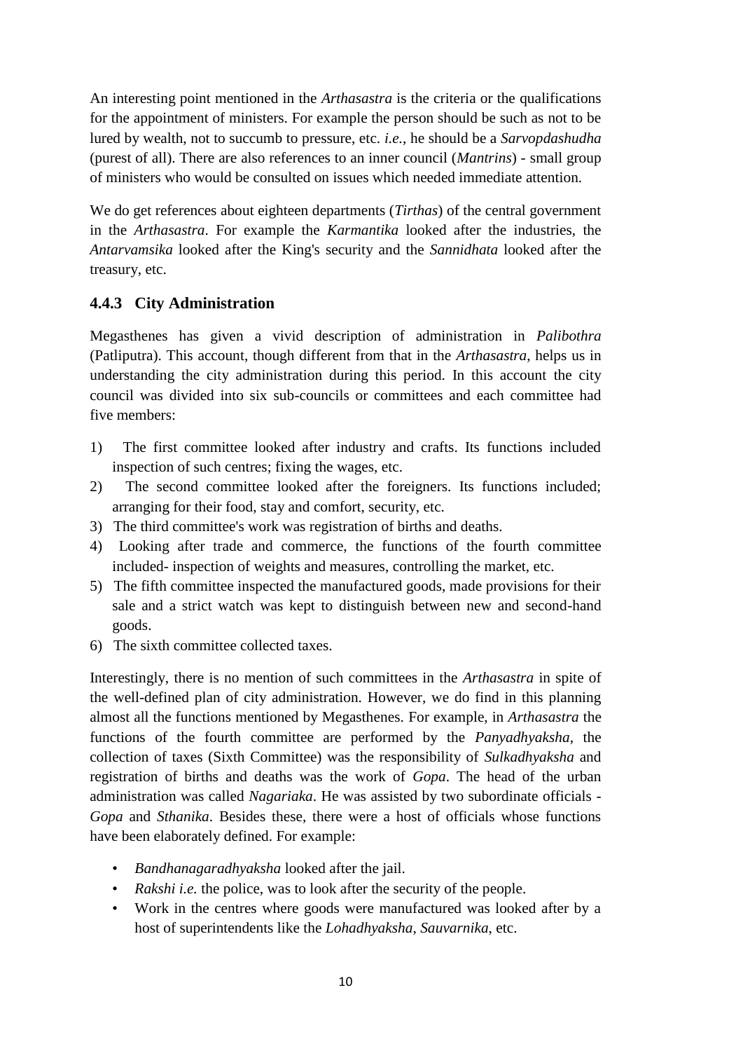An interesting point mentioned in the *Arthasastra* is the criteria or the qualifications for the appointment of ministers. For example the person should be such as not to be lured by wealth, not to succumb to pressure, etc. *i.e.*, he should be a *Sarvopdashudha* (purest of all). There are also references to an inner council (*Mantrins*) - small group of ministers who would be consulted on issues which needed immediate attention.

We do get references about eighteen departments (*Tirthas*) of the central government in the *Arthasastra*. For example the *Karmantika* looked after the industries, the *Antarvamsika* looked after the King's security and the *Sannidhata* looked after the treasury, etc.

### 4.4.3 City Administration

Megasthenes has given a vivid description of administration in *Palibothra* (Patliputra). This account, though different from that in the *Arthasastra*, helps us in understanding the city administration during this period. In this account the city council was divided into six sub-councils or committees and each committee had five members:

1) The first committee looked after industry and crafts. Its functions included inspection of such centres; fixing the wages, etc.
2) The second committee looked after the foreigners. Its functions included; arranging for their food, stay and comfort, security, etc.
3) The third committee's work was registration of births and deaths.
4) Looking after trade and commerce, the functions of the fourth committee included- inspection of weights and measures, controlling the market, etc.
5) The fifth committee inspected the manufactured goods, made provisions for their sale and a strict watch was kept to distinguish between new and second-hand goods.
6) The sixth committee collected taxes.

Interestingly, there is no mention of such committees in the *Arthasastra* in spite of the well-defined plan of city administration. However, we do find in this planning almost all the functions mentioned by Megasthenes. For example, in *Arthasastra* the functions of the fourth committee are performed by the *Panyadhyaksha*, the collection of taxes (Sixth Committee) was the responsibility of *Sulkadhyaksha* and registration of births and deaths was the work of *Gopa*. The head of the urban administration was called *Nagariaka*. He was assisted by two subordinate officials - *Gopa* and *Sthanika*. Besides these, there were a host of officials whose functions have been elaborately defined. For example:

- *Bandhanagaradhyaksha* looked after the jail.
- *Rakshi i.e.* the police, was to look after the security of the people.
- Work in the centres where goods were manufactured was looked after by a host of superintendents like the *Lohadhyaksha*, *Sauvarnika*, etc.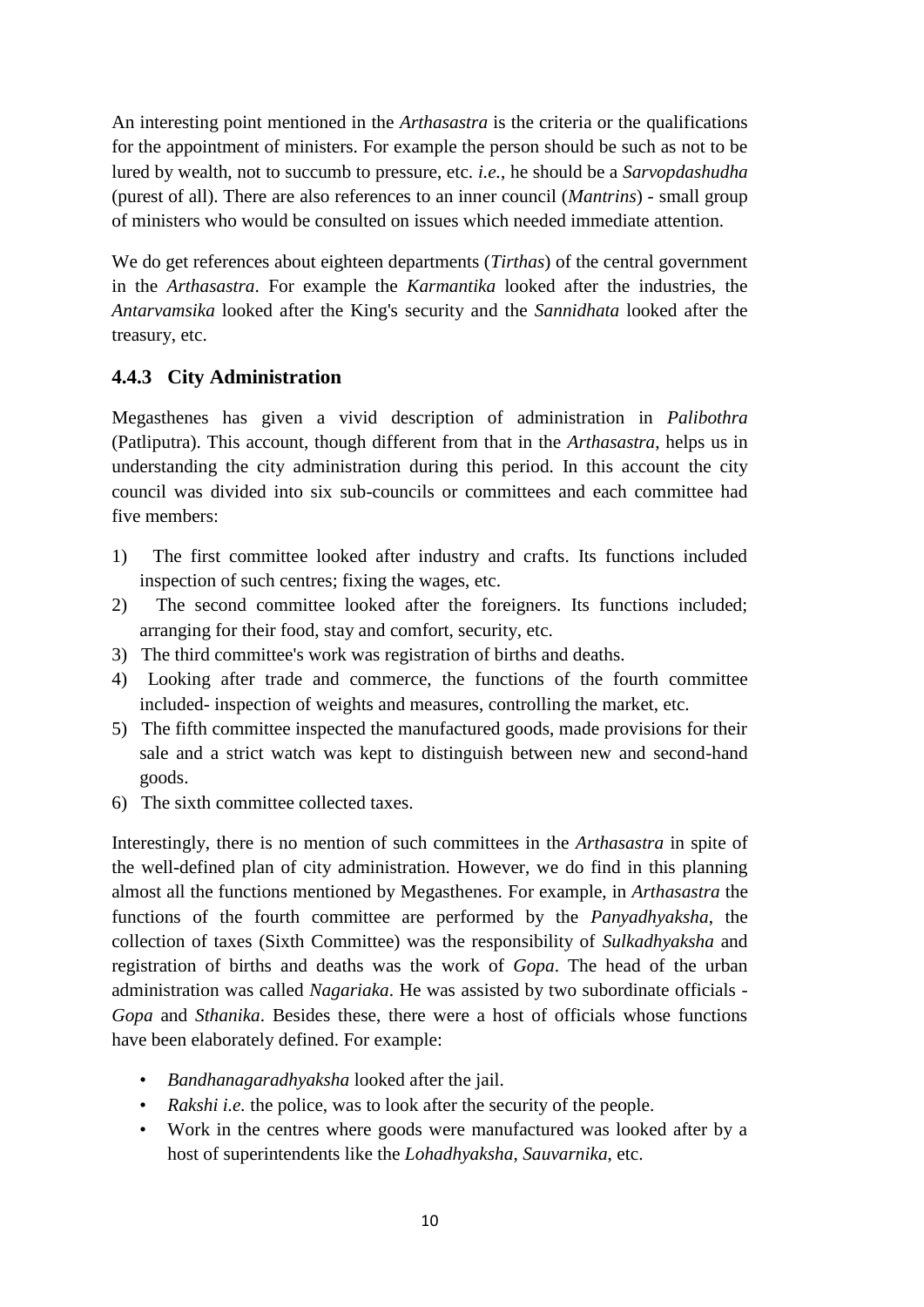An interesting point mentioned in the *Arthasastra* is the criteria or the qualifications for the appointment of ministers. For example the person should be such as not to be lured by wealth, not to succumb to pressure, etc. *i.e.*, he should be a *Sarvopdashudha* (purest of all). There are also references to an inner council (*Mantrins*) - small group of ministers who would be consulted on issues which needed immediate attention.

We do get references about eighteen departments (*Tirthas*) of the central government in the *Arthasastra*. For example the *Karmantika* looked after the industries, the *Antarvamsika* looked after the King's security and the *Sannidhata* looked after the treasury, etc.

### 4.4.3 City Administration

Megasthenes has given a vivid description of administration in *Palibothra* (Patliputra). This account, though different from that in the *Arthasastra*, helps us in understanding the city administration during this period. In this account the city council was divided into six sub-councils or committees and each committee had five members:

1) The first committee looked after industry and crafts. Its functions included inspection of such centres; fixing the wages, etc.
2) The second committee looked after the foreigners. Its functions included; arranging for their food, stay and comfort, security, etc.
3) The third committee's work was registration of births and deaths.
4) Looking after trade and commerce, the functions of the fourth committee included- inspection of weights and measures, controlling the market, etc.
5) The fifth committee inspected the manufactured goods, made provisions for their sale and a strict watch was kept to distinguish between new and second-hand goods.
6) The sixth committee collected taxes.

Interestingly, there is no mention of such committees in the *Arthasastra* in spite of the well-defined plan of city administration. However, we do find in this planning almost all the functions mentioned by Megasthenes. For example, in *Arthasastra* the functions of the fourth committee are performed by the *Panyadhyaksha*, the collection of taxes (Sixth Committee) was the responsibility of *Sulkadhyaksha* and registration of births and deaths was the work of *Gopa*. The head of the urban administration was called *Nagariaka*. He was assisted by two subordinate officials - *Gopa* and *Sthanika*. Besides these, there were a host of officials whose functions have been elaborately defined. For example:

- *Bandhanagaradhyaksha* looked after the jail.
- *Rakshi i.e.* the police, was to look after the security of the people.
- Work in the centres where goods were manufactured was looked after by a host of superintendents like the *Lohadhyaksha*, *Sauvarnika*, etc.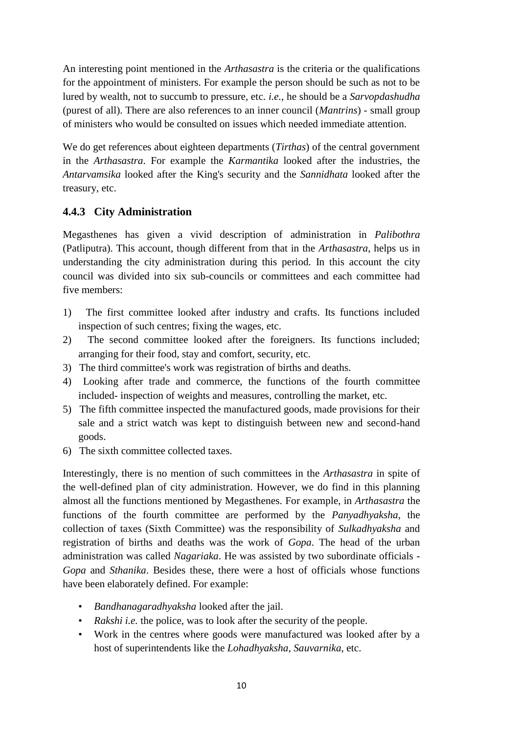An interesting point mentioned in the *Arthasastra* is the criteria or the qualifications for the appointment of ministers. For example the person should be such as not to be lured by wealth, not to succumb to pressure, etc. *i.e.*, he should be a *Sarvopdashudha* (purest of all). There are also references to an inner council (*Mantrins*) - small group of ministers who would be consulted on issues which needed immediate attention.

We do get references about eighteen departments (*Tirthas*) of the central government in the *Arthasastra*. For example the *Karmantika* looked after the industries, the *Antarvamsika* looked after the King's security and the *Sannidhata* looked after the treasury, etc.

### 4.4.3 City Administration

Megasthenes has given a vivid description of administration in *Palibothra* (Patliputra). This account, though different from that in the *Arthasastra*, helps us in understanding the city administration during this period. In this account the city council was divided into six sub-councils or committees and each committee had five members:

1) The first committee looked after industry and crafts. Its functions included inspection of such centres; fixing the wages, etc.
2) The second committee looked after the foreigners. Its functions included; arranging for their food, stay and comfort, security, etc.
3) The third committee's work was registration of births and deaths.
4) Looking after trade and commerce, the functions of the fourth committee included- inspection of weights and measures, controlling the market, etc.
5) The fifth committee inspected the manufactured goods, made provisions for their sale and a strict watch was kept to distinguish between new and second-hand goods.
6) The sixth committee collected taxes.

Interestingly, there is no mention of such committees in the *Arthasastra* in spite of the well-defined plan of city administration. However, we do find in this planning almost all the functions mentioned by Megasthenes. For example, in *Arthasastra* the functions of the fourth committee are performed by the *Panyadhyaksha*, the collection of taxes (Sixth Committee) was the responsibility of *Sulkadhyaksha* and registration of births and deaths was the work of *Gopa*. The head of the urban administration was called *Nagariaka*. He was assisted by two subordinate officials - *Gopa* and *Sthanika*. Besides these, there were a host of officials whose functions have been elaborately defined. For example:

- *Bandhanagaradhyaksha* looked after the jail.
- *Rakshi i.e.* the police, was to look after the security of the people.
- Work in the centres where goods were manufactured was looked after by a host of superintendents like the *Lohadhyaksha*, *Sauvarnika*, etc.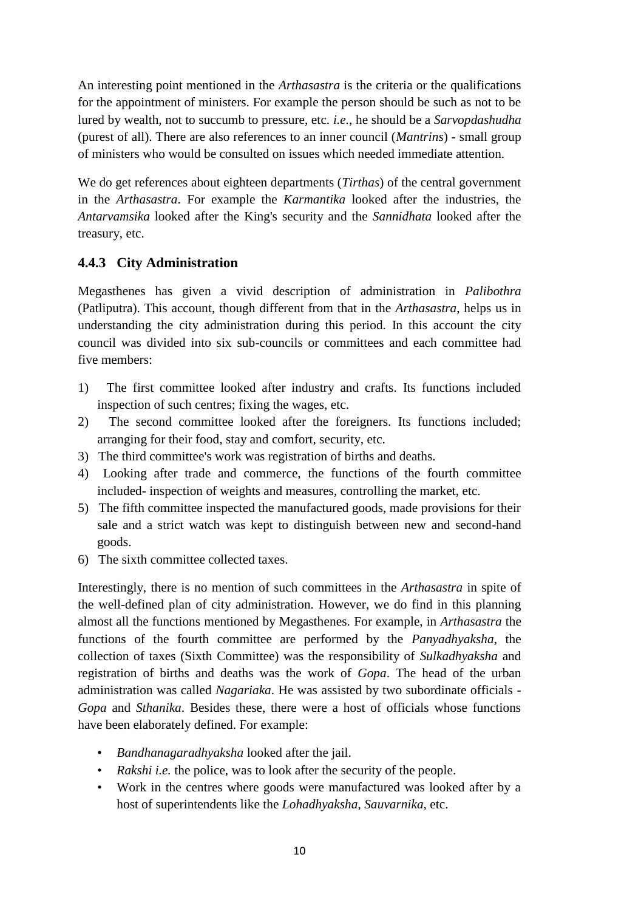An interesting point mentioned in the *Arthasastra* is the criteria or the qualifications for the appointment of ministers. For example the person should be such as not to be lured by wealth, not to succumb to pressure, etc. *i.e.*, he should be a *Sarvopdashudha* (purest of all). There are also references to an inner council (*Mantrins*) - small group of ministers who would be consulted on issues which needed immediate attention.

We do get references about eighteen departments (*Tirthas*) of the central government in the *Arthasastra*. For example the *Karmantika* looked after the industries, the *Antarvamsika* looked after the King's security and the *Sannidhata* looked after the treasury, etc.

### 4.4.3 City Administration

Megasthenes has given a vivid description of administration in *Palibothra* (Patliputra). This account, though different from that in the *Arthasastra*, helps us in understanding the city administration during this period. In this account the city council was divided into six sub-councils or committees and each committee had five members:

1) The first committee looked after industry and crafts. Its functions included inspection of such centres; fixing the wages, etc.
2) The second committee looked after the foreigners. Its functions included; arranging for their food, stay and comfort, security, etc.
3) The third committee's work was registration of births and deaths.
4) Looking after trade and commerce, the functions of the fourth committee included- inspection of weights and measures, controlling the market, etc.
5) The fifth committee inspected the manufactured goods, made provisions for their sale and a strict watch was kept to distinguish between new and second-hand goods.
6) The sixth committee collected taxes.

Interestingly, there is no mention of such committees in the *Arthasastra* in spite of the well-defined plan of city administration. However, we do find in this planning almost all the functions mentioned by Megasthenes. For example, in *Arthasastra* the functions of the fourth committee are performed by the *Panyadhyaksha*, the collection of taxes (Sixth Committee) was the responsibility of *Sulkadhyaksha* and registration of births and deaths was the work of *Gopa*. The head of the urban administration was called *Nagariaka*. He was assisted by two subordinate officials - *Gopa* and *Sthanika*. Besides these, there were a host of officials whose functions have been elaborately defined. For example:

- *Bandhanagaradhyaksha* looked after the jail.
- *Rakshi i.e.* the police, was to look after the security of the people.
- Work in the centres where goods were manufactured was looked after by a host of superintendents like the *Lohadhyaksha*, *Sauvarnika*, etc.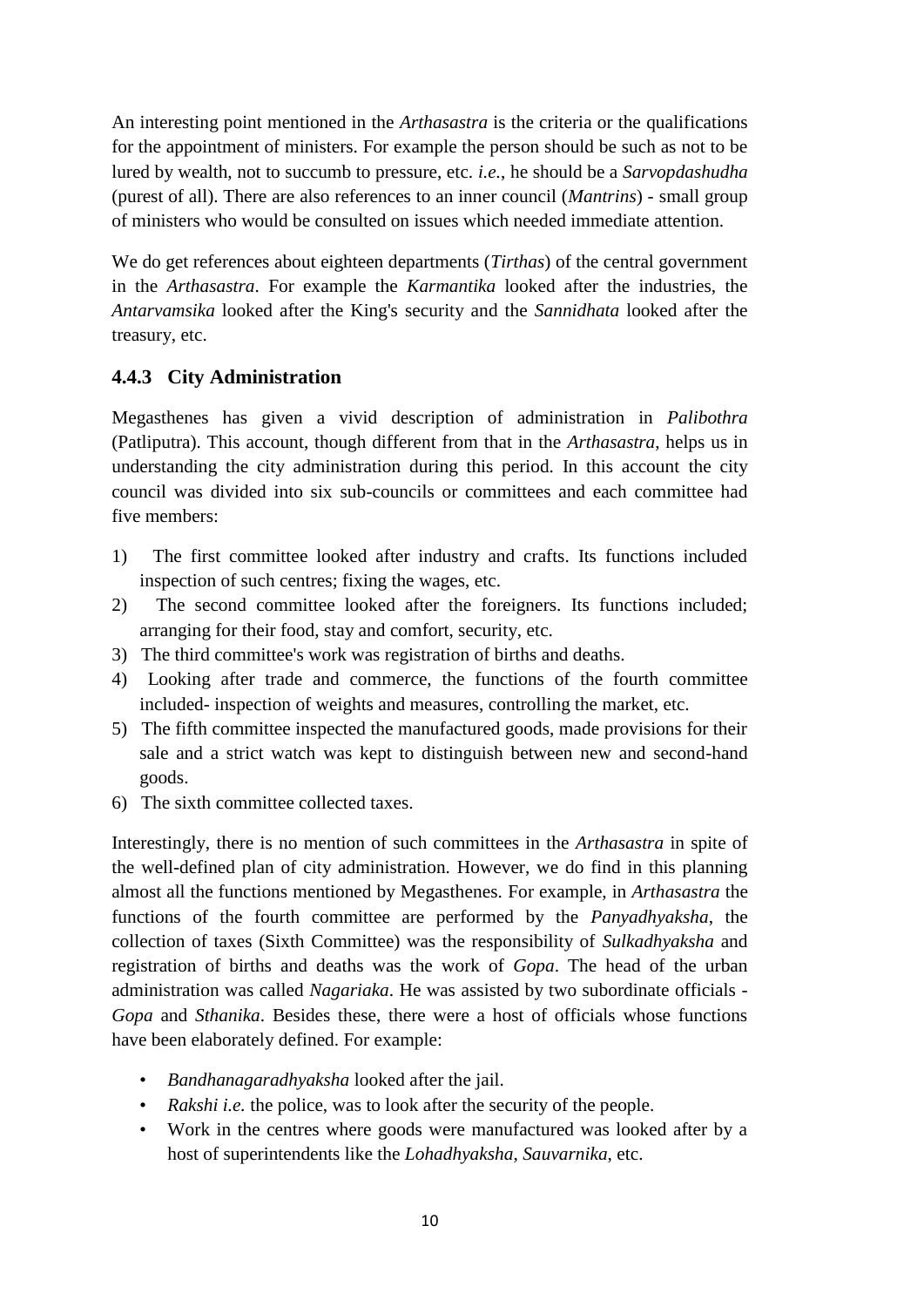An interesting point mentioned in the *Arthasastra* is the criteria or the qualifications for the appointment of ministers. For example the person should be such as not to be lured by wealth, not to succumb to pressure, etc. *i.e.*, he should be a *Sarvopdashudha* (purest of all). There are also references to an inner council (*Mantrins*) - small group of ministers who would be consulted on issues which needed immediate attention.

We do get references about eighteen departments (*Tirthas*) of the central government in the *Arthasastra*. For example the *Karmantika* looked after the industries, the *Antarvamsika* looked after the King's security and the *Sannidhata* looked after the treasury, etc.

### 4.4.3 City Administration

Megasthenes has given a vivid description of administration in *Palibothra* (Patliputra). This account, though different from that in the *Arthasastra*, helps us in understanding the city administration during this period. In this account the city council was divided into six sub-councils or committees and each committee had five members:

1) The first committee looked after industry and crafts. Its functions included inspection of such centres; fixing the wages, etc.
2) The second committee looked after the foreigners. Its functions included; arranging for their food, stay and comfort, security, etc.
3) The third committee's work was registration of births and deaths.
4) Looking after trade and commerce, the functions of the fourth committee included- inspection of weights and measures, controlling the market, etc.
5) The fifth committee inspected the manufactured goods, made provisions for their sale and a strict watch was kept to distinguish between new and second-hand goods.
6) The sixth committee collected taxes.

Interestingly, there is no mention of such committees in the *Arthasastra* in spite of the well-defined plan of city administration. However, we do find in this planning almost all the functions mentioned by Megasthenes. For example, in *Arthasastra* the functions of the fourth committee are performed by the *Panyadhyaksha*, the collection of taxes (Sixth Committee) was the responsibility of *Sulkadhyaksha* and registration of births and deaths was the work of *Gopa*. The head of the urban administration was called *Nagariaka*. He was assisted by two subordinate officials - *Gopa* and *Sthanika*. Besides these, there were a host of officials whose functions have been elaborately defined. For example:

- *Bandhanagaradhyaksha* looked after the jail.
- *Rakshi i.e.* the police, was to look after the security of the people.
- Work in the centres where goods were manufactured was looked after by a host of superintendents like the *Lohadhyaksha*, *Sauvarnika*, etc.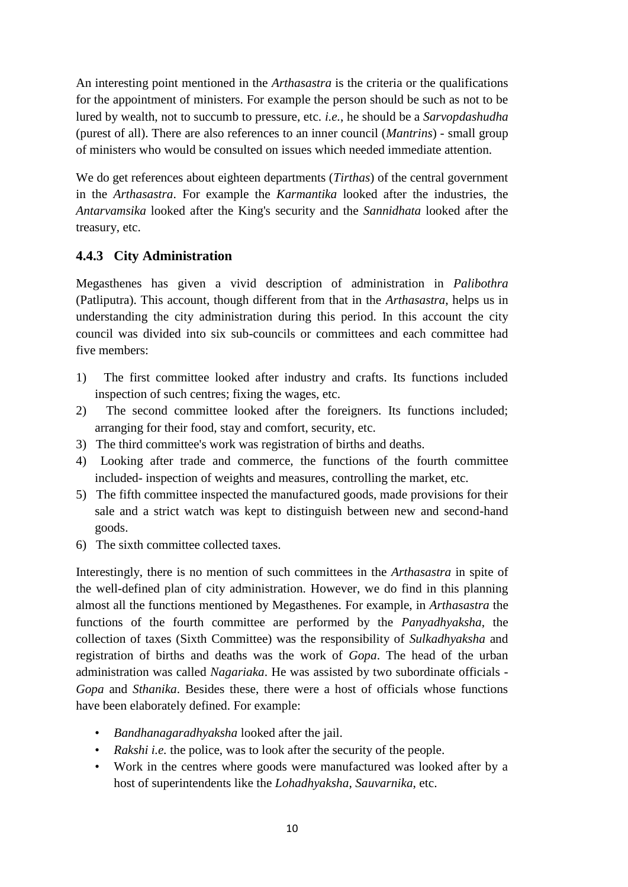An interesting point mentioned in the *Arthasastra* is the criteria or the qualifications for the appointment of ministers. For example the person should be such as not to be lured by wealth, not to succumb to pressure, etc. *i.e.*, he should be a *Sarvopdashudha* (purest of all). There are also references to an inner council (*Mantrins*) - small group of ministers who would be consulted on issues which needed immediate attention.

We do get references about eighteen departments (*Tirthas*) of the central government in the *Arthasastra*. For example the *Karmantika* looked after the industries, the *Antarvamsika* looked after the King's security and the *Sannidhata* looked after the treasury, etc.

### 4.4.3 City Administration

Megasthenes has given a vivid description of administration in *Palibothra* (Patliputra). This account, though different from that in the *Arthasastra*, helps us in understanding the city administration during this period. In this account the city council was divided into six sub-councils or committees and each committee had five members:

1) The first committee looked after industry and crafts. Its functions included inspection of such centres; fixing the wages, etc.
2) The second committee looked after the foreigners. Its functions included; arranging for their food, stay and comfort, security, etc.
3) The third committee's work was registration of births and deaths.
4) Looking after trade and commerce, the functions of the fourth committee included- inspection of weights and measures, controlling the market, etc.
5) The fifth committee inspected the manufactured goods, made provisions for their sale and a strict watch was kept to distinguish between new and second-hand goods.
6) The sixth committee collected taxes.

Interestingly, there is no mention of such committees in the *Arthasastra* in spite of the well-defined plan of city administration. However, we do find in this planning almost all the functions mentioned by Megasthenes. For example, in *Arthasastra* the functions of the fourth committee are performed by the *Panyadhyaksha*, the collection of taxes (Sixth Committee) was the responsibility of *Sulkadhyaksha* and registration of births and deaths was the work of *Gopa*. The head of the urban administration was called *Nagariaka*. He was assisted by two subordinate officials - *Gopa* and *Sthanika*. Besides these, there were a host of officials whose functions have been elaborately defined. For example:

- *Bandhanagaradhyaksha* looked after the jail.
- *Rakshi i.e.* the police, was to look after the security of the people.
- Work in the centres where goods were manufactured was looked after by a host of superintendents like the *Lohadhyaksha*, *Sauvarnika*, etc.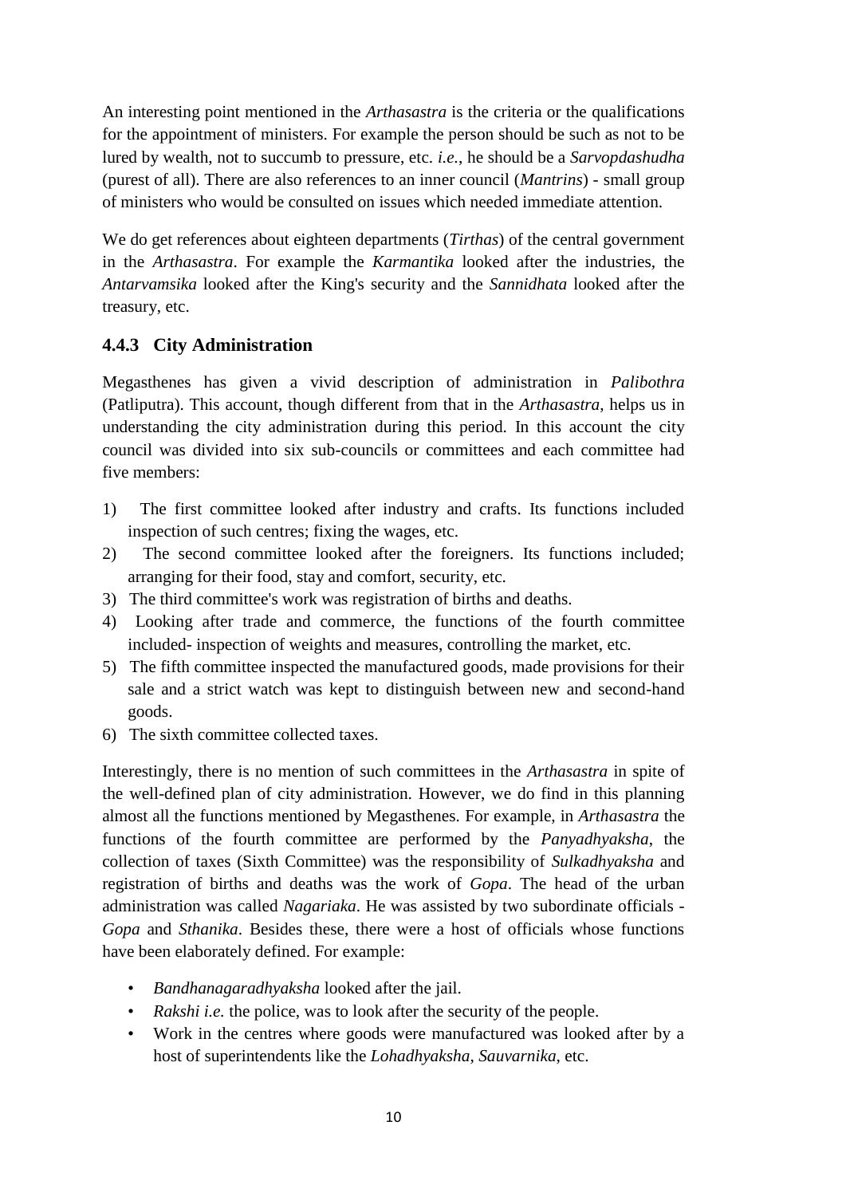An interesting point mentioned in the *Arthasastra* is the criteria or the qualifications for the appointment of ministers. For example the person should be such as not to be lured by wealth, not to succumb to pressure, etc. *i.e.*, he should be a *Sarvopdashudha* (purest of all). There are also references to an inner council (*Mantrins*) - small group of ministers who would be consulted on issues which needed immediate attention.

We do get references about eighteen departments (*Tirthas*) of the central government in the *Arthasastra*. For example the *Karmantika* looked after the industries, the *Antarvamsika* looked after the King's security and the *Sannidhata* looked after the treasury, etc.

### 4.4.3 City Administration

Megasthenes has given a vivid description of administration in *Palibothra* (Patliputra). This account, though different from that in the *Arthasastra*, helps us in understanding the city administration during this period. In this account the city council was divided into six sub-councils or committees and each committee had five members:

1) The first committee looked after industry and crafts. Its functions included inspection of such centres; fixing the wages, etc.
2) The second committee looked after the foreigners. Its functions included; arranging for their food, stay and comfort, security, etc.
3) The third committee's work was registration of births and deaths.
4) Looking after trade and commerce, the functions of the fourth committee included- inspection of weights and measures, controlling the market, etc.
5) The fifth committee inspected the manufactured goods, made provisions for their sale and a strict watch was kept to distinguish between new and second-hand goods.
6) The sixth committee collected taxes.

Interestingly, there is no mention of such committees in the *Arthasastra* in spite of the well-defined plan of city administration. However, we do find in this planning almost all the functions mentioned by Megasthenes. For example, in *Arthasastra* the functions of the fourth committee are performed by the *Panyadhyaksha*, the collection of taxes (Sixth Committee) was the responsibility of *Sulkadhyaksha* and registration of births and deaths was the work of *Gopa*. The head of the urban administration was called *Nagariaka*. He was assisted by two subordinate officials - *Gopa* and *Sthanika*. Besides these, there were a host of officials whose functions have been elaborately defined. For example:

- *Bandhanagaradhyaksha* looked after the jail.
- *Rakshi i.e.* the police, was to look after the security of the people.
- Work in the centres where goods were manufactured was looked after by a host of superintendents like the *Lohadhyaksha*, *Sauvarnika*, etc.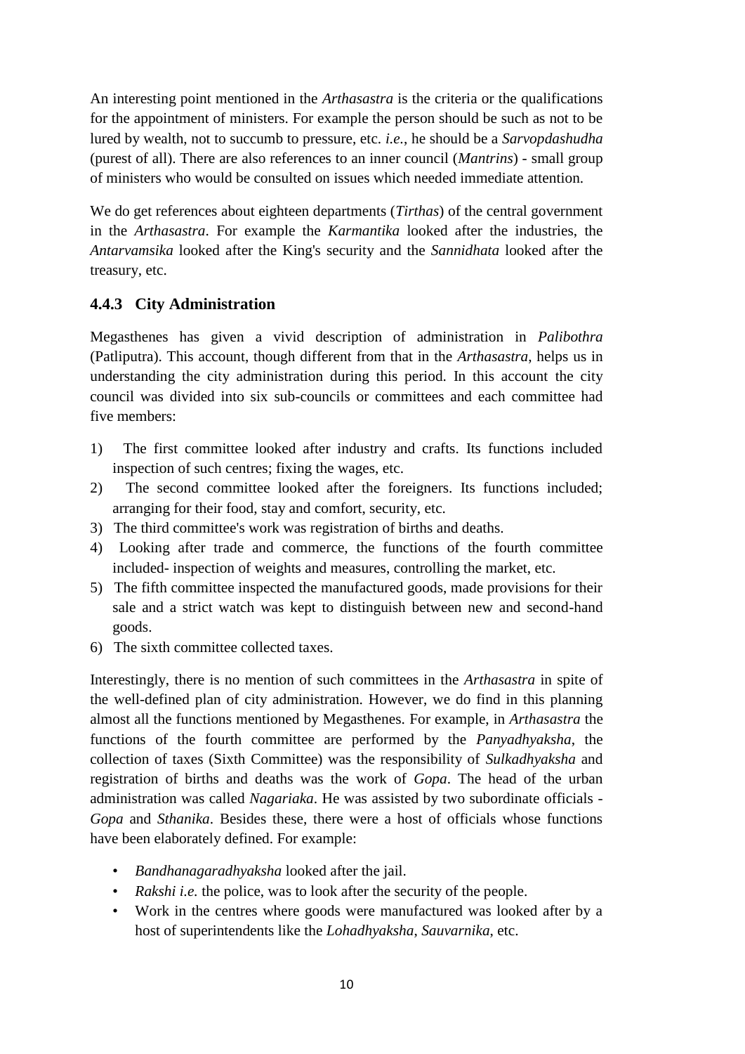An interesting point mentioned in the *Arthasastra* is the criteria or the qualifications for the appointment of ministers. For example the person should be such as not to be lured by wealth, not to succumb to pressure, etc. *i.e.*, he should be a *Sarvopdashudha* (purest of all). There are also references to an inner council (*Mantrins*) - small group of ministers who would be consulted on issues which needed immediate attention.

We do get references about eighteen departments (*Tirthas*) of the central government in the *Arthasastra*. For example the *Karmantika* looked after the industries, the *Antarvamsika* looked after the King's security and the *Sannidhata* looked after the treasury, etc.

### 4.4.3 City Administration

Megasthenes has given a vivid description of administration in *Palibothra* (Patliputra). This account, though different from that in the *Arthasastra*, helps us in understanding the city administration during this period. In this account the city council was divided into six sub-councils or committees and each committee had five members:

1) The first committee looked after industry and crafts. Its functions included inspection of such centres; fixing the wages, etc.
2) The second committee looked after the foreigners. Its functions included; arranging for their food, stay and comfort, security, etc.
3) The third committee's work was registration of births and deaths.
4) Looking after trade and commerce, the functions of the fourth committee included- inspection of weights and measures, controlling the market, etc.
5) The fifth committee inspected the manufactured goods, made provisions for their sale and a strict watch was kept to distinguish between new and second-hand goods.
6) The sixth committee collected taxes.

Interestingly, there is no mention of such committees in the *Arthasastra* in spite of the well-defined plan of city administration. However, we do find in this planning almost all the functions mentioned by Megasthenes. For example, in *Arthasastra* the functions of the fourth committee are performed by the *Panyadhyaksha*, the collection of taxes (Sixth Committee) was the responsibility of *Sulkadhyaksha* and registration of births and deaths was the work of *Gopa*. The head of the urban administration was called *Nagariaka*. He was assisted by two subordinate officials - *Gopa* and *Sthanika*. Besides these, there were a host of officials whose functions have been elaborately defined. For example:

- *Bandhanagaradhyaksha* looked after the jail.
- *Rakshi i.e.* the police, was to look after the security of the people.
- Work in the centres where goods were manufactured was looked after by a host of superintendents like the *Lohadhyaksha*, *Sauvarnika*, etc.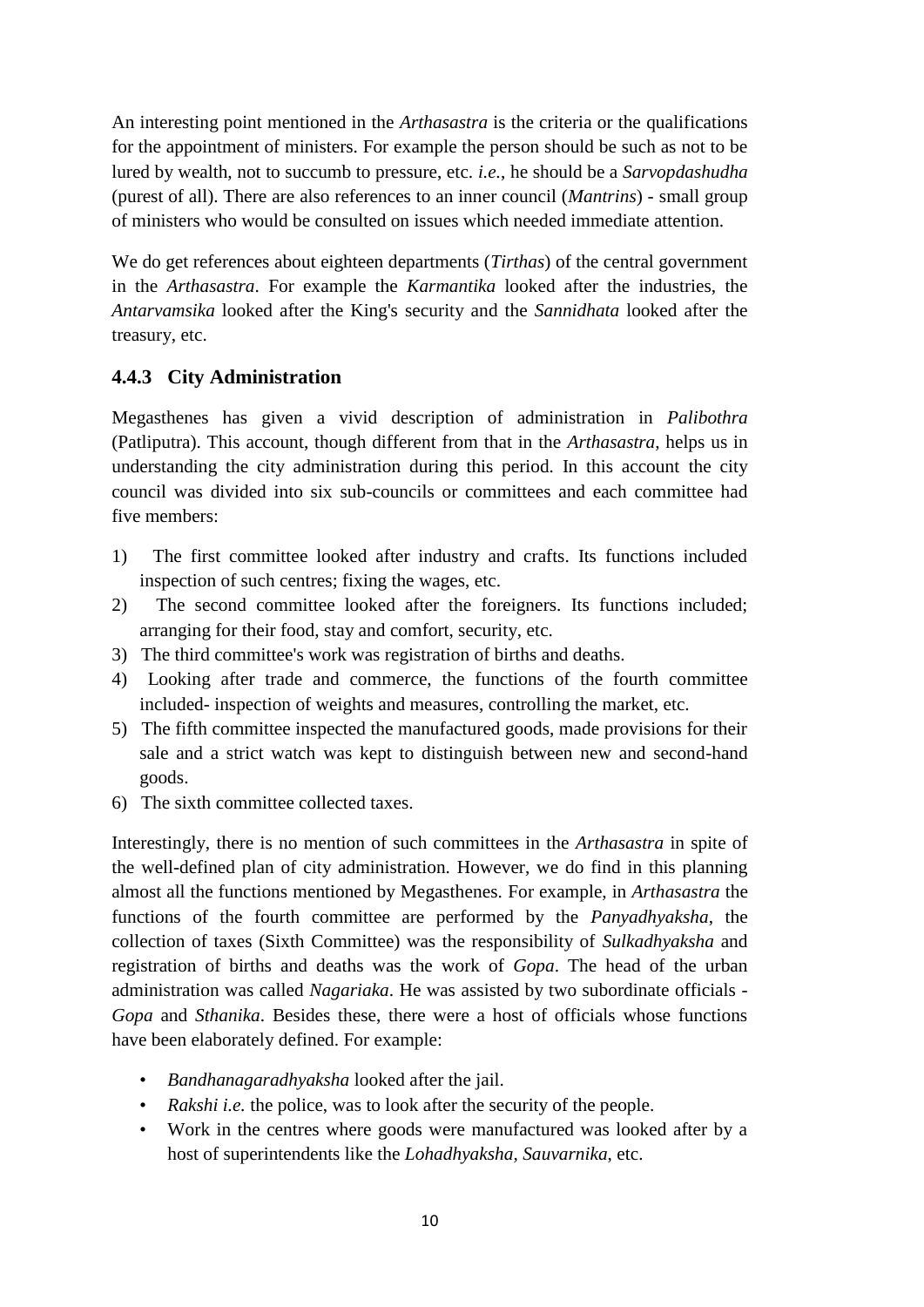An interesting point mentioned in the *Arthasastra* is the criteria or the qualifications for the appointment of ministers. For example the person should be such as not to be lured by wealth, not to succumb to pressure, etc. *i.e.*, he should be a *Sarvopdashudha* (purest of all). There are also references to an inner council (*Mantrins*) - small group of ministers who would be consulted on issues which needed immediate attention.

We do get references about eighteen departments (*Tirthas*) of the central government in the *Arthasastra*. For example the *Karmantika* looked after the industries, the *Antarvamsika* looked after the King's security and the *Sannidhata* looked after the treasury, etc.

### 4.4.3 City Administration

Megasthenes has given a vivid description of administration in *Palibothra* (Patliputra). This account, though different from that in the *Arthasastra*, helps us in understanding the city administration during this period. In this account the city council was divided into six sub-councils or committees and each committee had five members:

1) The first committee looked after industry and crafts. Its functions included inspection of such centres; fixing the wages, etc.
2) The second committee looked after the foreigners. Its functions included; arranging for their food, stay and comfort, security, etc.
3) The third committee's work was registration of births and deaths.
4) Looking after trade and commerce, the functions of the fourth committee included- inspection of weights and measures, controlling the market, etc.
5) The fifth committee inspected the manufactured goods, made provisions for their sale and a strict watch was kept to distinguish between new and second-hand goods.
6) The sixth committee collected taxes.

Interestingly, there is no mention of such committees in the *Arthasastra* in spite of the well-defined plan of city administration. However, we do find in this planning almost all the functions mentioned by Megasthenes. For example, in *Arthasastra* the functions of the fourth committee are performed by the *Panyadhyaksha*, the collection of taxes (Sixth Committee) was the responsibility of *Sulkadhyaksha* and registration of births and deaths was the work of *Gopa*. The head of the urban administration was called *Nagariaka*. He was assisted by two subordinate officials - *Gopa* and *Sthanika*. Besides these, there were a host of officials whose functions have been elaborately defined. For example:

- *Bandhanagaradhyaksha* looked after the jail.
- *Rakshi i.e.* the police, was to look after the security of the people.
- Work in the centres where goods were manufactured was looked after by a host of superintendents like the *Lohadhyaksha*, *Sauvarnika*, etc.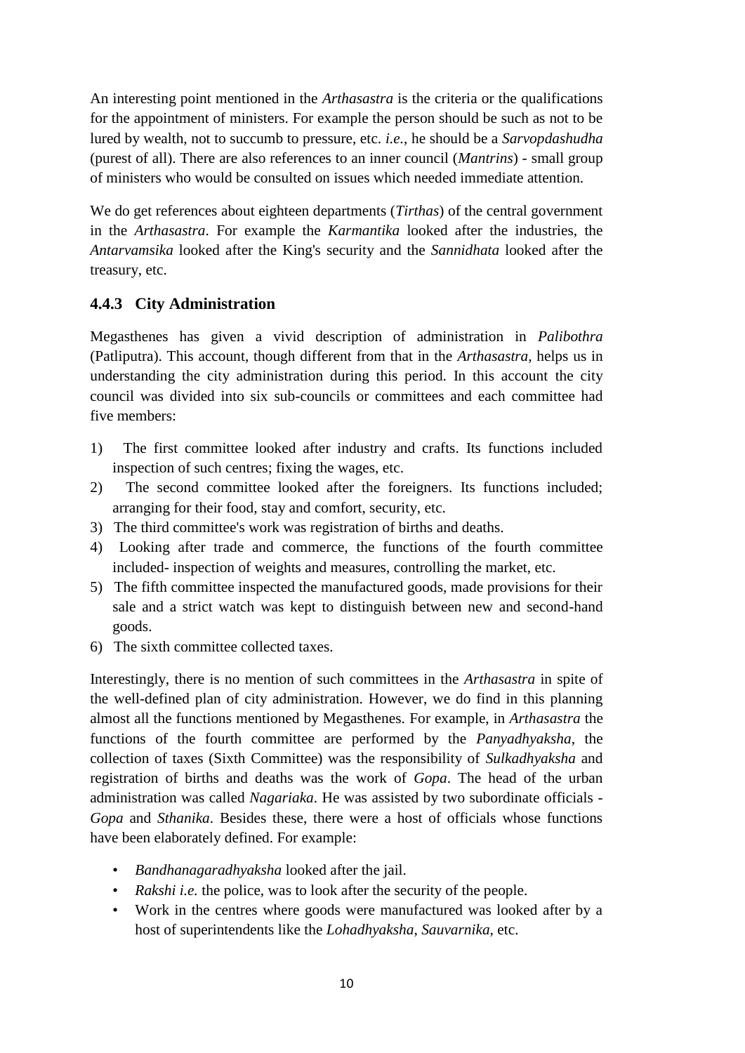An interesting point mentioned in the *Arthasastra* is the criteria or the qualifications for the appointment of ministers. For example the person should be such as not to be lured by wealth, not to succumb to pressure, etc. *i.e.*, he should be a *Sarvopdashudha* (purest of all). There are also references to an inner council (*Mantrins*) - small group of ministers who would be consulted on issues which needed immediate attention.

We do get references about eighteen departments (*Tirthas*) of the central government in the *Arthasastra*. For example the *Karmantika* looked after the industries, the *Antarvamsika* looked after the King's security and the *Sannidhata* looked after the treasury, etc.

### 4.4.3 City Administration

Megasthenes has given a vivid description of administration in *Palibothra* (Patliputra). This account, though different from that in the *Arthasastra*, helps us in understanding the city administration during this period. In this account the city council was divided into six sub-councils or committees and each committee had five members:

1) The first committee looked after industry and crafts. Its functions included inspection of such centres; fixing the wages, etc.
2) The second committee looked after the foreigners. Its functions included; arranging for their food, stay and comfort, security, etc.
3) The third committee's work was registration of births and deaths.
4) Looking after trade and commerce, the functions of the fourth committee included- inspection of weights and measures, controlling the market, etc.
5) The fifth committee inspected the manufactured goods, made provisions for their sale and a strict watch was kept to distinguish between new and second-hand goods.
6) The sixth committee collected taxes.

Interestingly, there is no mention of such committees in the *Arthasastra* in spite of the well-defined plan of city administration. However, we do find in this planning almost all the functions mentioned by Megasthenes. For example, in *Arthasastra* the functions of the fourth committee are performed by the *Panyadhyaksha*, the collection of taxes (Sixth Committee) was the responsibility of *Sulkadhyaksha* and registration of births and deaths was the work of *Gopa*. The head of the urban administration was called *Nagariaka*. He was assisted by two subordinate officials - *Gopa* and *Sthanika*. Besides these, there were a host of officials whose functions have been elaborately defined. For example:

- *Bandhanagaradhyaksha* looked after the jail.
- *Rakshi i.e.* the police, was to look after the security of the people.
- Work in the centres where goods were manufactured was looked after by a host of superintendents like the *Lohadhyaksha*, *Sauvarnika*, etc.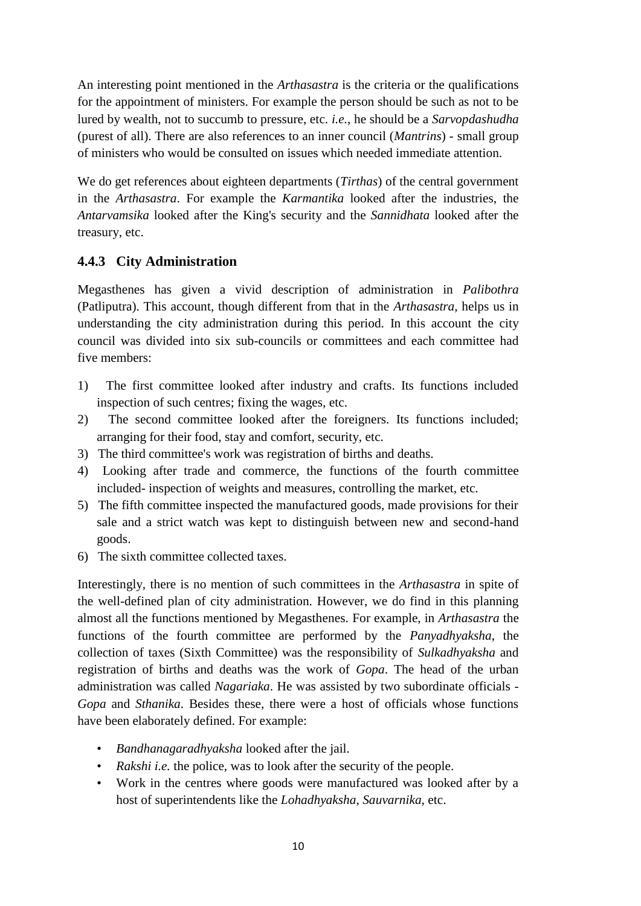An interesting point mentioned in the *Arthasastra* is the criteria or the qualifications for the appointment of ministers. For example the person should be such as not to be lured by wealth, not to succumb to pressure, etc. *i.e.*, he should be a *Sarvopdashudha* (purest of all). There are also references to an inner council (*Mantrins*) - small group of ministers who would be consulted on issues which needed immediate attention.

We do get references about eighteen departments (*Tirthas*) of the central government in the *Arthasastra*. For example the *Karmantika* looked after the industries, the *Antarvamsika* looked after the King's security and the *Sannidhata* looked after the treasury, etc.

### 4.4.3 City Administration

Megasthenes has given a vivid description of administration in *Palibothra* (Patliputra). This account, though different from that in the *Arthasastra*, helps us in understanding the city administration during this period. In this account the city council was divided into six sub-councils or committees and each committee had five members:

1) The first committee looked after industry and crafts. Its functions included inspection of such centres; fixing the wages, etc.
2) The second committee looked after the foreigners. Its functions included; arranging for their food, stay and comfort, security, etc.
3) The third committee's work was registration of births and deaths.
4) Looking after trade and commerce, the functions of the fourth committee included- inspection of weights and measures, controlling the market, etc.
5) The fifth committee inspected the manufactured goods, made provisions for their sale and a strict watch was kept to distinguish between new and second-hand goods.
6) The sixth committee collected taxes.

Interestingly, there is no mention of such committees in the *Arthasastra* in spite of the well-defined plan of city administration. However, we do find in this planning almost all the functions mentioned by Megasthenes. For example, in *Arthasastra* the functions of the fourth committee are performed by the *Panyadhyaksha*, the collection of taxes (Sixth Committee) was the responsibility of *Sulkadhyaksha* and registration of births and deaths was the work of *Gopa*. The head of the urban administration was called *Nagariaka*. He was assisted by two subordinate officials - *Gopa* and *Sthanika*. Besides these, there were a host of officials whose functions have been elaborately defined. For example:

- *Bandhanagaradhyaksha* looked after the jail.
- *Rakshi i.e.* the police, was to look after the security of the people.
- Work in the centres where goods were manufactured was looked after by a host of superintendents like the *Lohadhyaksha*, *Sauvarnika*, etc.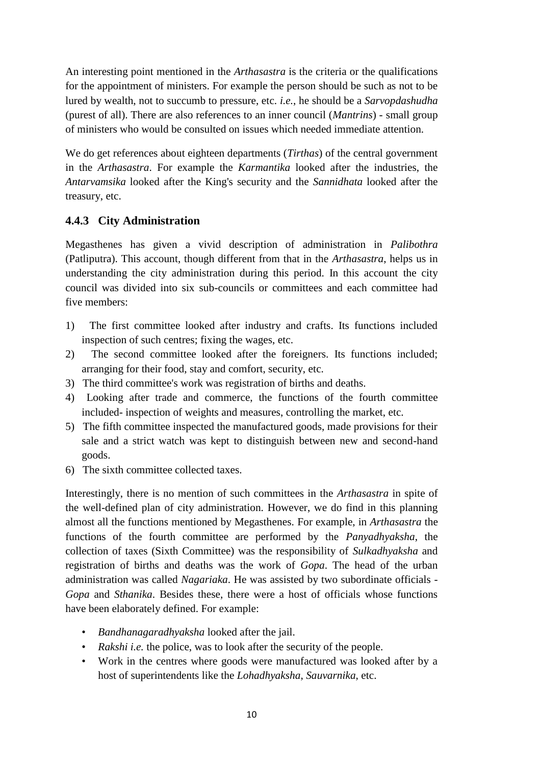An interesting point mentioned in the *Arthasastra* is the criteria or the qualifications for the appointment of ministers. For example the person should be such as not to be lured by wealth, not to succumb to pressure, etc. *i.e.*, he should be a *Sarvopdashudha* (purest of all). There are also references to an inner council (*Mantrins*) - small group of ministers who would be consulted on issues which needed immediate attention.

We do get references about eighteen departments (*Tirthas*) of the central government in the *Arthasastra*. For example the *Karmantika* looked after the industries, the *Antarvamsika* looked after the King's security and the *Sannidhata* looked after the treasury, etc.

### 4.4.3 City Administration

Megasthenes has given a vivid description of administration in *Palibothra* (Patliputra). This account, though different from that in the *Arthasastra*, helps us in understanding the city administration during this period. In this account the city council was divided into six sub-councils or committees and each committee had five members:

1) The first committee looked after industry and crafts. Its functions included inspection of such centres; fixing the wages, etc.
2) The second committee looked after the foreigners. Its functions included; arranging for their food, stay and comfort, security, etc.
3) The third committee's work was registration of births and deaths.
4) Looking after trade and commerce, the functions of the fourth committee included- inspection of weights and measures, controlling the market, etc.
5) The fifth committee inspected the manufactured goods, made provisions for their sale and a strict watch was kept to distinguish between new and second-hand goods.
6) The sixth committee collected taxes.

Interestingly, there is no mention of such committees in the *Arthasastra* in spite of the well-defined plan of city administration. However, we do find in this planning almost all the functions mentioned by Megasthenes. For example, in *Arthasastra* the functions of the fourth committee are performed by the *Panyadhyaksha*, the collection of taxes (Sixth Committee) was the responsibility of *Sulkadhyaksha* and registration of births and deaths was the work of *Gopa*. The head of the urban administration was called *Nagariaka*. He was assisted by two subordinate officials - *Gopa* and *Sthanika*. Besides these, there were a host of officials whose functions have been elaborately defined. For example:

- *Bandhanagaradhyaksha* looked after the jail.
- *Rakshi i.e.* the police, was to look after the security of the people.
- Work in the centres where goods were manufactured was looked after by a host of superintendents like the *Lohadhyaksha*, *Sauvarnika*, etc.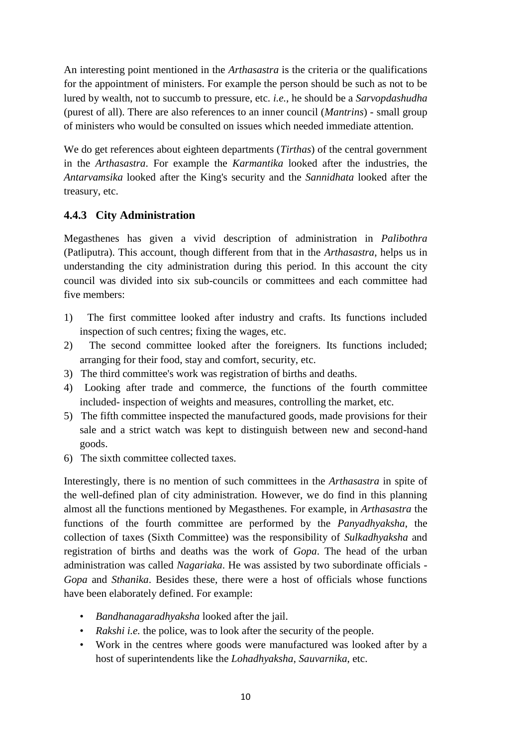An interesting point mentioned in the *Arthasastra* is the criteria or the qualifications for the appointment of ministers. For example the person should be such as not to be lured by wealth, not to succumb to pressure, etc. *i.e.*, he should be a *Sarvopdashudha* (purest of all). There are also references to an inner council (*Mantrins*) - small group of ministers who would be consulted on issues which needed immediate attention.

We do get references about eighteen departments (*Tirthas*) of the central government in the *Arthasastra*. For example the *Karmantika* looked after the industries, the *Antarvamsika* looked after the King's security and the *Sannidhata* looked after the treasury, etc.

### 4.4.3 City Administration

Megasthenes has given a vivid description of administration in *Palibothra* (Patliputra). This account, though different from that in the *Arthasastra*, helps us in understanding the city administration during this period. In this account the city council was divided into six sub-councils or committees and each committee had five members:

1) The first committee looked after industry and crafts. Its functions included inspection of such centres; fixing the wages, etc.
2) The second committee looked after the foreigners. Its functions included; arranging for their food, stay and comfort, security, etc.
3) The third committee's work was registration of births and deaths.
4) Looking after trade and commerce, the functions of the fourth committee included- inspection of weights and measures, controlling the market, etc.
5) The fifth committee inspected the manufactured goods, made provisions for their sale and a strict watch was kept to distinguish between new and second-hand goods.
6) The sixth committee collected taxes.

Interestingly, there is no mention of such committees in the *Arthasastra* in spite of the well-defined plan of city administration. However, we do find in this planning almost all the functions mentioned by Megasthenes. For example, in *Arthasastra* the functions of the fourth committee are performed by the *Panyadhyaksha*, the collection of taxes (Sixth Committee) was the responsibility of *Sulkadhyaksha* and registration of births and deaths was the work of *Gopa*. The head of the urban administration was called *Nagariaka*. He was assisted by two subordinate officials - *Gopa* and *Sthanika*. Besides these, there were a host of officials whose functions have been elaborately defined. For example:

- *Bandhanagaradhyaksha* looked after the jail.
- *Rakshi i.e.* the police, was to look after the security of the people.
- Work in the centres where goods were manufactured was looked after by a host of superintendents like the *Lohadhyaksha*, *Sauvarnika*, etc.